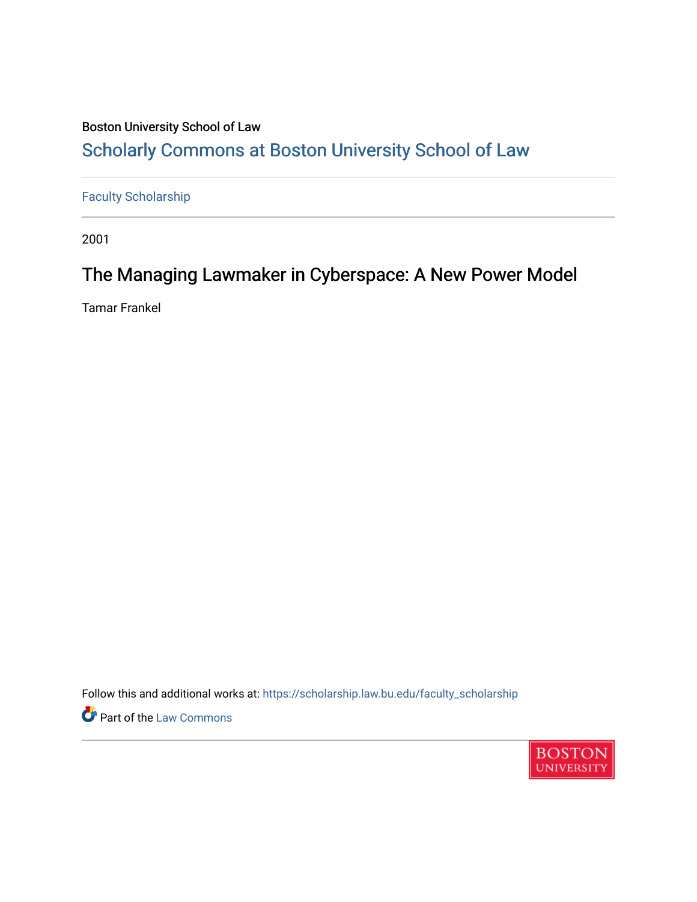Boston University School of Law

# Scholarly Commons at Boston University School of Law

Faculty Scholarship

2001

## The Managing Lawmaker in Cyberspace: A New Power Model

Tamar Frankel

Follow this and additional works at: https://scholarship.law.bu.edu/faculty_scholarship

Part of the Law Commons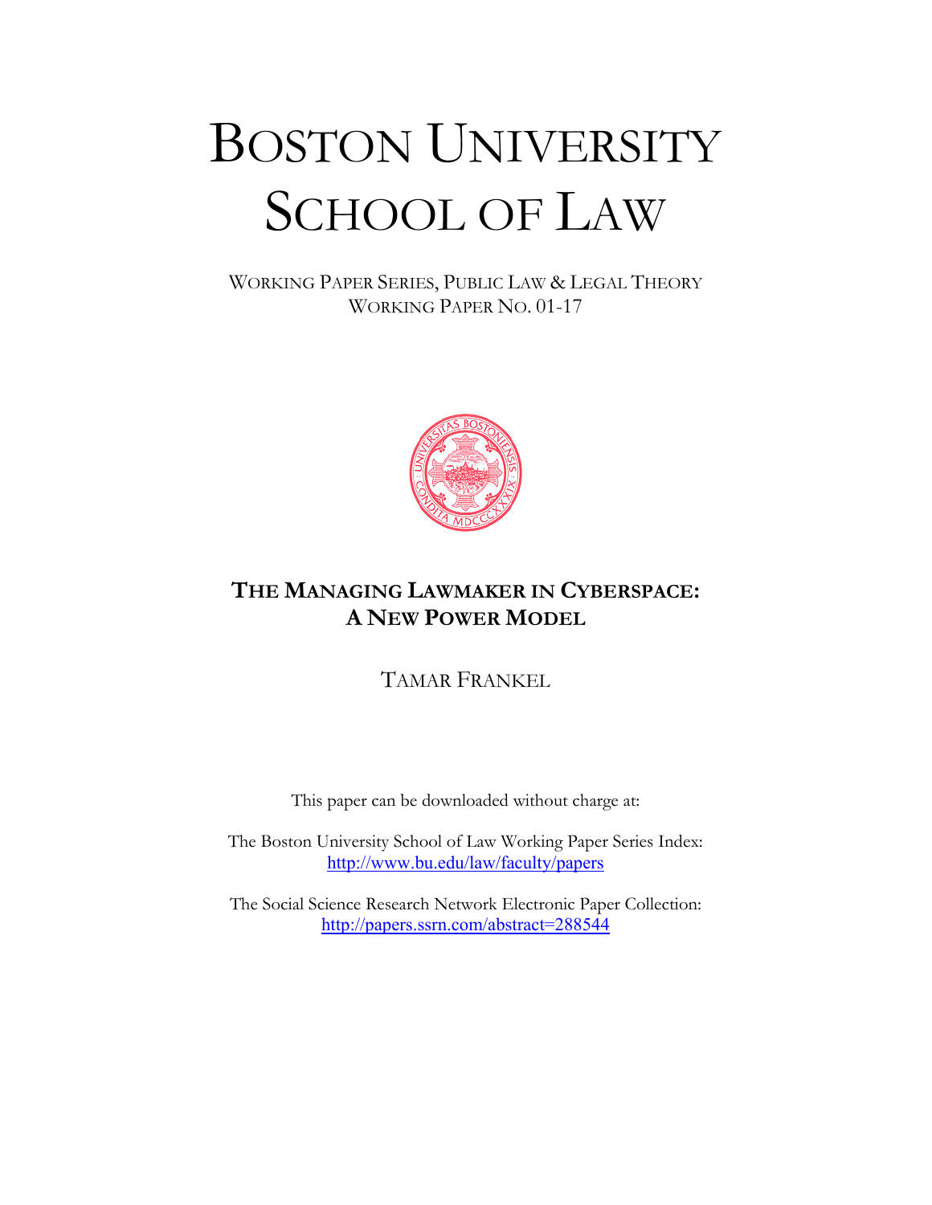# BOSTON UNIVERSITY SCHOOL OF LAW

WORKING PAPER SERIES, PUBLIC LAW & LEGAL THEORY
WORKING PAPER NO. 01-17

## THE MANAGING LAWMAKER IN CYBERSPACE: A NEW POWER MODEL

TAMAR FRANKEL

This paper can be downloaded without charge at:

The Boston University School of Law Working Paper Series Index:
http://www.bu.edu/law/faculty/papers

The Social Science Research Network Electronic Paper Collection:
http://papers.ssrn.com/abstract=288544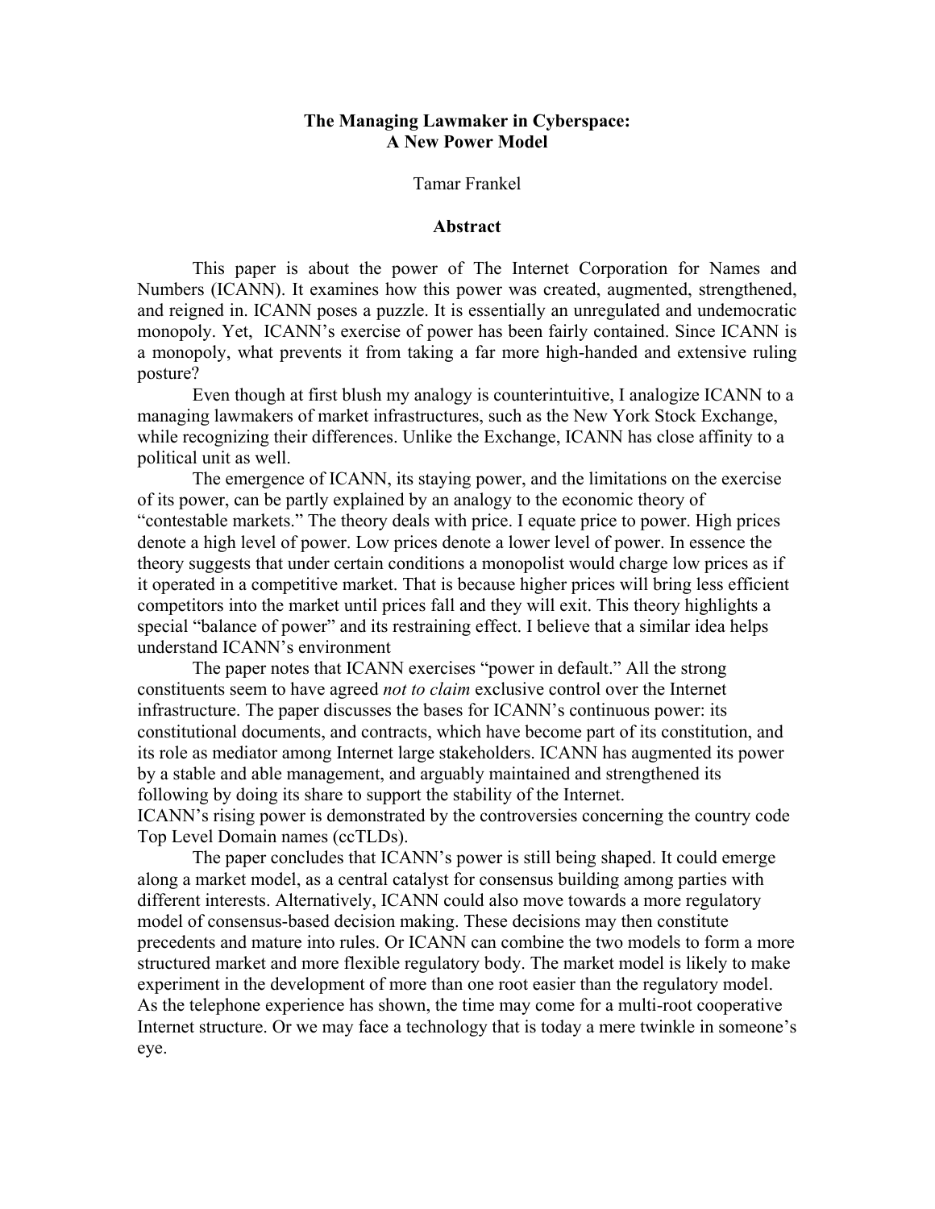**The Managing Lawmaker in Cyberspace:**
**A New Power Model**

Tamar Frankel

## Abstract

This paper is about the power of The Internet Corporation for Names and Numbers (ICANN). It examines how this power was created, augmented, strengthened, and reigned in. ICANN poses a puzzle. It is essentially an unregulated and undemocratic monopoly. Yet, ICANN's exercise of power has been fairly contained. Since ICANN is a monopoly, what prevents it from taking a far more high-handed and extensive ruling posture?

Even though at first blush my analogy is counterintuitive, I analogize ICANN to a managing lawmakers of market infrastructures, such as the New York Stock Exchange, while recognizing their differences. Unlike the Exchange, ICANN has close affinity to a political unit as well.

The emergence of ICANN, its staying power, and the limitations on the exercise of its power, can be partly explained by an analogy to the economic theory of "contestable markets." The theory deals with price. I equate price to power. High prices denote a high level of power. Low prices denote a lower level of power. In essence the theory suggests that under certain conditions a monopolist would charge low prices as if it operated in a competitive market. That is because higher prices will bring less efficient competitors into the market until prices fall and they will exit. This theory highlights a special "balance of power" and its restraining effect. I believe that a similar idea helps understand ICANN's environment

The paper notes that ICANN exercises "power in default." All the strong constituents seem to have agreed *not to claim* exclusive control over the Internet infrastructure. The paper discusses the bases for ICANN's continuous power: its constitutional documents, and contracts, which have become part of its constitution, and its role as mediator among Internet large stakeholders. ICANN has augmented its power by a stable and able management, and arguably maintained and strengthened its following by doing its share to support the stability of the Internet.
ICANN's rising power is demonstrated by the controversies concerning the country code Top Level Domain names (ccTLDs).

The paper concludes that ICANN's power is still being shaped. It could emerge along a market model, as a central catalyst for consensus building among parties with different interests. Alternatively, ICANN could also move towards a more regulatory model of consensus-based decision making. These decisions may then constitute precedents and mature into rules. Or ICANN can combine the two models to form a more structured market and more flexible regulatory body. The market model is likely to make experiment in the development of more than one root easier than the regulatory model. As the telephone experience has shown, the time may come for a multi-root cooperative Internet structure. Or we may face a technology that is today a mere twinkle in someone's eye.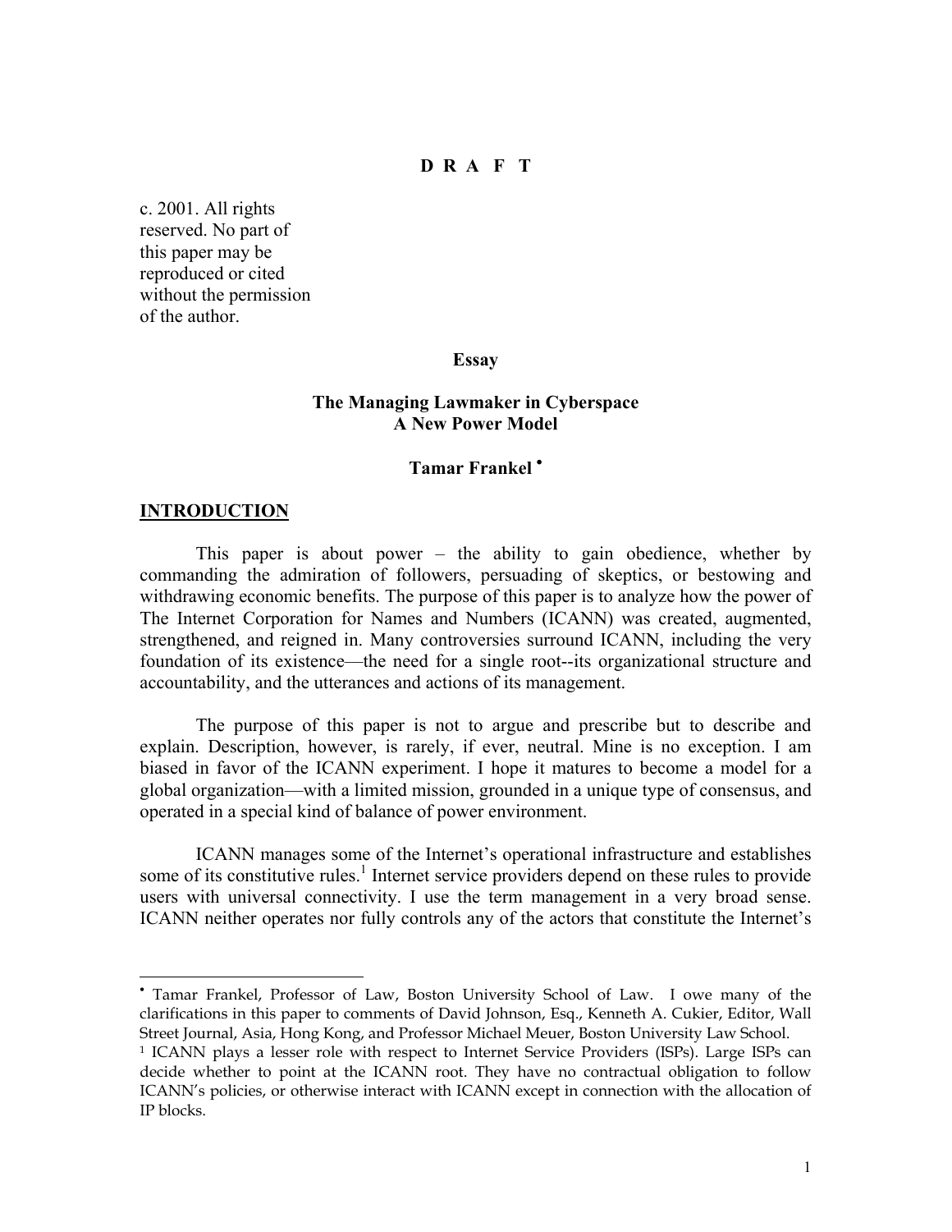**D R A F T**

c. 2001. All rights reserved. No part of this paper may be reproduced or cited without the permission of the author.

**Essay**

## The Managing Lawmaker in Cyberspace
## A New Power Model

**Tamar Frankel** •

## INTRODUCTION

This paper is about power – the ability to gain obedience, whether by commanding the admiration of followers, persuading of skeptics, or bestowing and withdrawing economic benefits. The purpose of this paper is to analyze how the power of The Internet Corporation for Names and Numbers (ICANN) was created, augmented, strengthened, and reigned in. Many controversies surround ICANN, including the very foundation of its existence—the need for a single root--its organizational structure and accountability, and the utterances and actions of its management.

The purpose of this paper is not to argue and prescribe but to describe and explain. Description, however, is rarely, if ever, neutral. Mine is no exception. I am biased in favor of the ICANN experiment. I hope it matures to become a model for a global organization—with a limited mission, grounded in a unique type of consensus, and operated in a special kind of balance of power environment.

ICANN manages some of the Internet's operational infrastructure and establishes some of its constitutive rules.[1] Internet service providers depend on these rules to provide users with universal connectivity. I use the term management in a very broad sense. ICANN neither operates nor fully controls any of the actors that constitute the Internet's

---

• Tamar Frankel, Professor of Law, Boston University School of Law. I owe many of the clarifications in this paper to comments of David Johnson, Esq., Kenneth A. Cukier, Editor, Wall Street Journal, Asia, Hong Kong, and Professor Michael Meuer, Boston University Law School.

[1] ICANN plays a lesser role with respect to Internet Service Providers (ISPs). Large ISPs can decide whether to point at the ICANN root. They have no contractual obligation to follow ICANN's policies, or otherwise interact with ICANN except in connection with the allocation of IP blocks.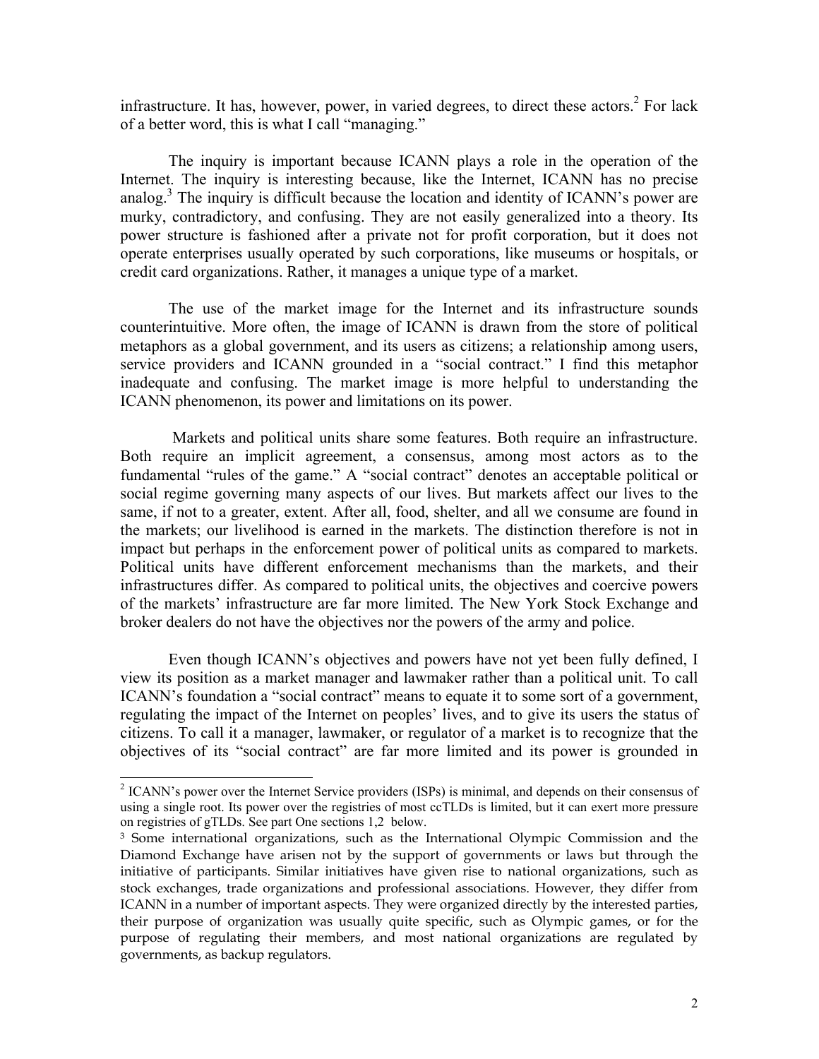infrastructure. It has, however, power, in varied degrees, to direct these actors.[2] For lack of a better word, this is what I call "managing."

The inquiry is important because ICANN plays a role in the operation of the Internet. The inquiry is interesting because, like the Internet, ICANN has no precise analog.[3] The inquiry is difficult because the location and identity of ICANN's power are murky, contradictory, and confusing. They are not easily generalized into a theory. Its power structure is fashioned after a private not for profit corporation, but it does not operate enterprises usually operated by such corporations, like museums or hospitals, or credit card organizations. Rather, it manages a unique type of a market.

The use of the market image for the Internet and its infrastructure sounds counterintuitive. More often, the image of ICANN is drawn from the store of political metaphors as a global government, and its users as citizens; a relationship among users, service providers and ICANN grounded in a "social contract." I find this metaphor inadequate and confusing. The market image is more helpful to understanding the ICANN phenomenon, its power and limitations on its power.

Markets and political units share some features. Both require an infrastructure. Both require an implicit agreement, a consensus, among most actors as to the fundamental "rules of the game." A "social contract" denotes an acceptable political or social regime governing many aspects of our lives. But markets affect our lives to the same, if not to a greater, extent. After all, food, shelter, and all we consume are found in the markets; our livelihood is earned in the markets. The distinction therefore is not in impact but perhaps in the enforcement power of political units as compared to markets. Political units have different enforcement mechanisms than the markets, and their infrastructures differ. As compared to political units, the objectives and coercive powers of the markets' infrastructure are far more limited. The New York Stock Exchange and broker dealers do not have the objectives nor the powers of the army and police.

Even though ICANN's objectives and powers have not yet been fully defined, I view its position as a market manager and lawmaker rather than a political unit. To call ICANN's foundation a "social contract" means to equate it to some sort of a government, regulating the impact of the Internet on peoples' lives, and to give its users the status of citizens. To call it a manager, lawmaker, or regulator of a market is to recognize that the objectives of its "social contract" are far more limited and its power is grounded in

---

[2] ICANN's power over the Internet Service providers (ISPs) is minimal, and depends on their consensus of using a single root. Its power over the registries of most ccTLDs is limited, but it can exert more pressure on registries of gTLDs. See part One sections 1,2 below.

[3] Some international organizations, such as the International Olympic Commission and the Diamond Exchange have arisen not by the support of governments or laws but through the initiative of participants. Similar initiatives have given rise to national organizations, such as stock exchanges, trade organizations and professional associations. However, they differ from ICANN in a number of important aspects. They were organized directly by the interested parties, their purpose of organization was usually quite specific, such as Olympic games, or for the purpose of regulating their members, and most national organizations are regulated by governments, as backup regulators.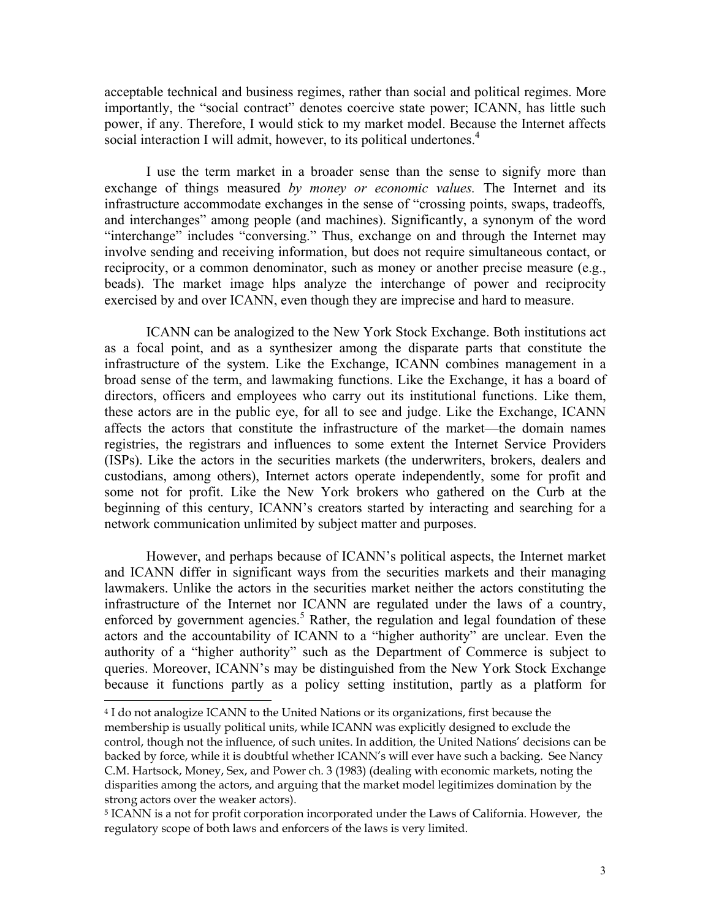acceptable technical and business regimes, rather than social and political regimes. More importantly, the "social contract" denotes coercive state power; ICANN, has little such power, if any. Therefore, I would stick to my market model. Because the Internet affects social interaction I will admit, however, to its political undertones.[4]

I use the term market in a broader sense than the sense to signify more than exchange of things measured *by money or economic values.* The Internet and its infrastructure accommodate exchanges in the sense of "crossing points, swaps, tradeoffs, and interchanges" among people (and machines). Significantly, a synonym of the word "interchange" includes "conversing." Thus, exchange on and through the Internet may involve sending and receiving information, but does not require simultaneous contact, or reciprocity, or a common denominator, such as money or another precise measure (e.g., beads). The market image hlps analyze the interchange of power and reciprocity exercised by and over ICANN, even though they are imprecise and hard to measure.

ICANN can be analogized to the New York Stock Exchange. Both institutions act as a focal point, and as a synthesizer among the disparate parts that constitute the infrastructure of the system. Like the Exchange, ICANN combines management in a broad sense of the term, and lawmaking functions. Like the Exchange, it has a board of directors, officers and employees who carry out its institutional functions. Like them, these actors are in the public eye, for all to see and judge. Like the Exchange, ICANN affects the actors that constitute the infrastructure of the market—the domain names registries, the registrars and influences to some extent the Internet Service Providers (ISPs). Like the actors in the securities markets (the underwriters, brokers, dealers and custodians, among others), Internet actors operate independently, some for profit and some not for profit. Like the New York brokers who gathered on the Curb at the beginning of this century, ICANN's creators started by interacting and searching for a network communication unlimited by subject matter and purposes.

However, and perhaps because of ICANN's political aspects, the Internet market and ICANN differ in significant ways from the securities markets and their managing lawmakers. Unlike the actors in the securities market neither the actors constituting the infrastructure of the Internet nor ICANN are regulated under the laws of a country, enforced by government agencies.[5] Rather, the regulation and legal foundation of these actors and the accountability of ICANN to a "higher authority" are unclear. Even the authority of a "higher authority" such as the Department of Commerce is subject to queries. Moreover, ICANN's may be distinguished from the New York Stock Exchange because it functions partly as a policy setting institution, partly as a platform for

[4] I do not analogize ICANN to the United Nations or its organizations, first because the membership is usually political units, while ICANN was explicitly designed to exclude the control, though not the influence, of such unites. In addition, the United Nations' decisions can be backed by force, while it is doubtful whether ICANN's will ever have such a backing. See Nancy C.M. Hartsock, Money, Sex, and Power ch. 3 (1983) (dealing with economic markets, noting the disparities among the actors, and arguing that the market model legitimizes domination by the strong actors over the weaker actors).

[5] ICANN is a not for profit corporation incorporated under the Laws of California. However, the regulatory scope of both laws and enforcers of the laws is very limited.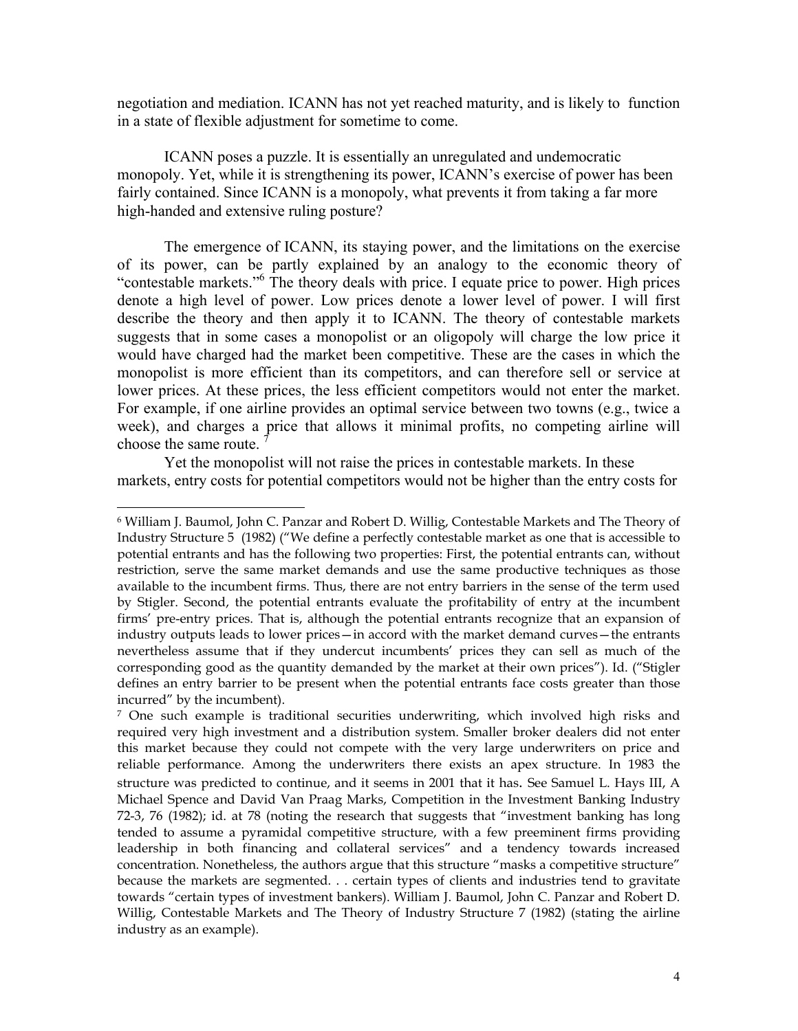negotiation and mediation. ICANN has not yet reached maturity, and is likely to function in a state of flexible adjustment for sometime to come.

ICANN poses a puzzle. It is essentially an unregulated and undemocratic monopoly. Yet, while it is strengthening its power, ICANN's exercise of power has been fairly contained. Since ICANN is a monopoly, what prevents it from taking a far more high-handed and extensive ruling posture?

The emergence of ICANN, its staying power, and the limitations on the exercise of its power, can be partly explained by an analogy to the economic theory of "contestable markets."[6] The theory deals with price. I equate price to power. High prices denote a high level of power. Low prices denote a lower level of power. I will first describe the theory and then apply it to ICANN. The theory of contestable markets suggests that in some cases a monopolist or an oligopoly will charge the low price it would have charged had the market been competitive. These are the cases in which the monopolist is more efficient than its competitors, and can therefore sell or service at lower prices. At these prices, the less efficient competitors would not enter the market. For example, if one airline provides an optimal service between two towns (e.g., twice a week), and charges a price that allows it minimal profits, no competing airline will choose the same route.[7]

Yet the monopolist will not raise the prices in contestable markets. In these markets, entry costs for potential competitors would not be higher than the entry costs for

---

[6] William J. Baumol, John C. Panzar and Robert D. Willig, Contestable Markets and The Theory of Industry Structure 5 (1982) ("We define a perfectly contestable market as one that is accessible to potential entrants and has the following two properties: First, the potential entrants can, without restriction, serve the same market demands and use the same productive techniques as those available to the incumbent firms. Thus, there are not entry barriers in the sense of the term used by Stigler. Second, the potential entrants evaluate the profitability of entry at the incumbent firms' pre-entry prices. That is, although the potential entrants recognize that an expansion of industry outputs leads to lower prices—in accord with the market demand curves—the entrants nevertheless assume that if they undercut incumbents' prices they can sell as much of the corresponding good as the quantity demanded by the market at their own prices"). Id. ("Stigler defines an entry barrier to be present when the potential entrants face costs greater than those incurred" by the incumbent).

[7] One such example is traditional securities underwriting, which involved high risks and required very high investment and a distribution system. Smaller broker dealers did not enter this market because they could not compete with the very large underwriters on price and reliable performance. Among the underwriters there exists an apex structure. In 1983 the structure was predicted to continue, and it seems in 2001 that it has. See Samuel L. Hays III, A Michael Spence and David Van Praag Marks, Competition in the Investment Banking Industry 72-3, 76 (1982); id. at 78 (noting the research that suggests that "investment banking has long tended to assume a pyramidal competitive structure, with a few preeminent firms providing leadership in both financing and collateral services" and a tendency towards increased concentration. Nonetheless, the authors argue that this structure "masks a competitive structure" because the markets are segmented. . . certain types of clients and industries tend to gravitate towards "certain types of investment bankers). William J. Baumol, John C. Panzar and Robert D. Willig, Contestable Markets and The Theory of Industry Structure 7 (1982) (stating the airline industry as an example).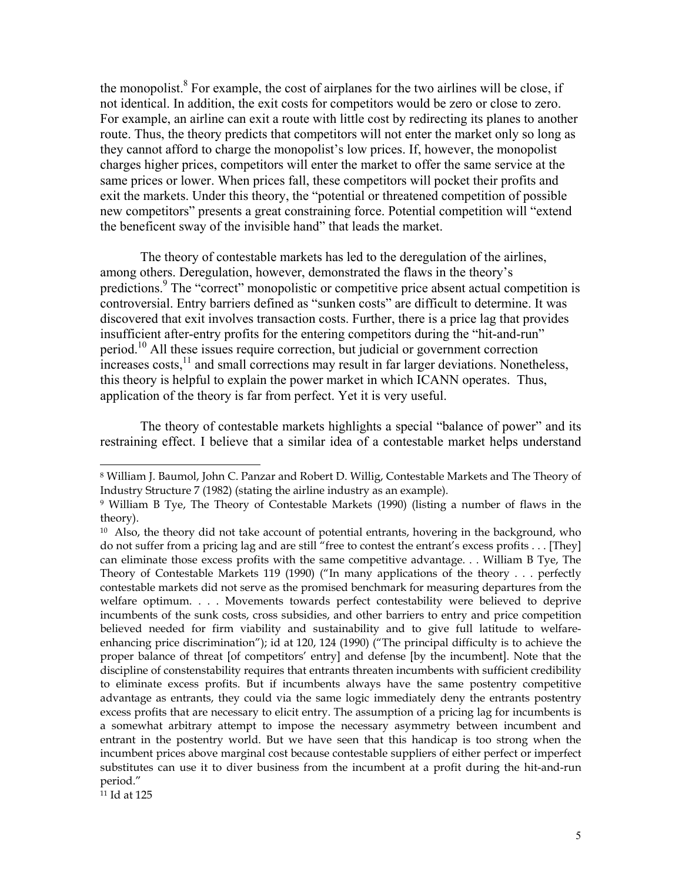the monopolist.[8] For example, the cost of airplanes for the two airlines will be close, if not identical. In addition, the exit costs for competitors would be zero or close to zero. For example, an airline can exit a route with little cost by redirecting its planes to another route. Thus, the theory predicts that competitors will not enter the market only so long as they cannot afford to charge the monopolist's low prices. If, however, the monopolist charges higher prices, competitors will enter the market to offer the same service at the same prices or lower. When prices fall, these competitors will pocket their profits and exit the markets. Under this theory, the "potential or threatened competition of possible new competitors" presents a great constraining force. Potential competition will "extend the beneficent sway of the invisible hand" that leads the market.

The theory of contestable markets has led to the deregulation of the airlines, among others. Deregulation, however, demonstrated the flaws in the theory's predictions.[9] The "correct" monopolistic or competitive price absent actual competition is controversial. Entry barriers defined as "sunken costs" are difficult to determine. It was discovered that exit involves transaction costs. Further, there is a price lag that provides insufficient after-entry profits for the entering competitors during the "hit-and-run" period.[10] All these issues require correction, but judicial or government correction increases costs,[11] and small corrections may result in far larger deviations. Nonetheless, this theory is helpful to explain the power market in which ICANN operates. Thus, application of the theory is far from perfect. Yet it is very useful.

The theory of contestable markets highlights a special "balance of power" and its restraining effect. I believe that a similar idea of a contestable market helps understand

---

[8] William J. Baumol, John C. Panzar and Robert D. Willig, Contestable Markets and The Theory of Industry Structure 7 (1982) (stating the airline industry as an example).

[9] William B Tye, The Theory of Contestable Markets (1990) (listing a number of flaws in the theory).

[10] Also, the theory did not take account of potential entrants, hovering in the background, who do not suffer from a pricing lag and are still "free to contest the entrant's excess profits . . . [They] can eliminate those excess profits with the same competitive advantage. . . William B Tye, The Theory of Contestable Markets 119 (1990) ("In many applications of the theory . . . perfectly contestable markets did not serve as the promised benchmark for measuring departures from the welfare optimum. . . . Movements towards perfect contestability were believed to deprive incumbents of the sunk costs, cross subsidies, and other barriers to entry and price competition believed needed for firm viability and sustainability and to give full latitude to welfare-enhancing price discrimination"); id at 120, 124 (1990) ("The principal difficulty is to achieve the proper balance of threat [of competitors' entry] and defense [by the incumbent]. Note that the discipline of constenstability requires that entrants threaten incumbents with sufficient credibility to eliminate excess profits. But if incumbents always have the same postentry competitive advantage as entrants, they could via the same logic immediately deny the entrants postentry excess profits that are necessary to elicit entry. The assumption of a pricing lag for incumbents is a somewhat arbitrary attempt to impose the necessary asymmetry between incumbent and entrant in the postentry world. But we have seen that this handicap is too strong when the incumbent prices above marginal cost because contestable suppliers of either perfect or imperfect substitutes can use it to diver business from the incumbent at a profit during the hit-and-run period."

[11] Id at 125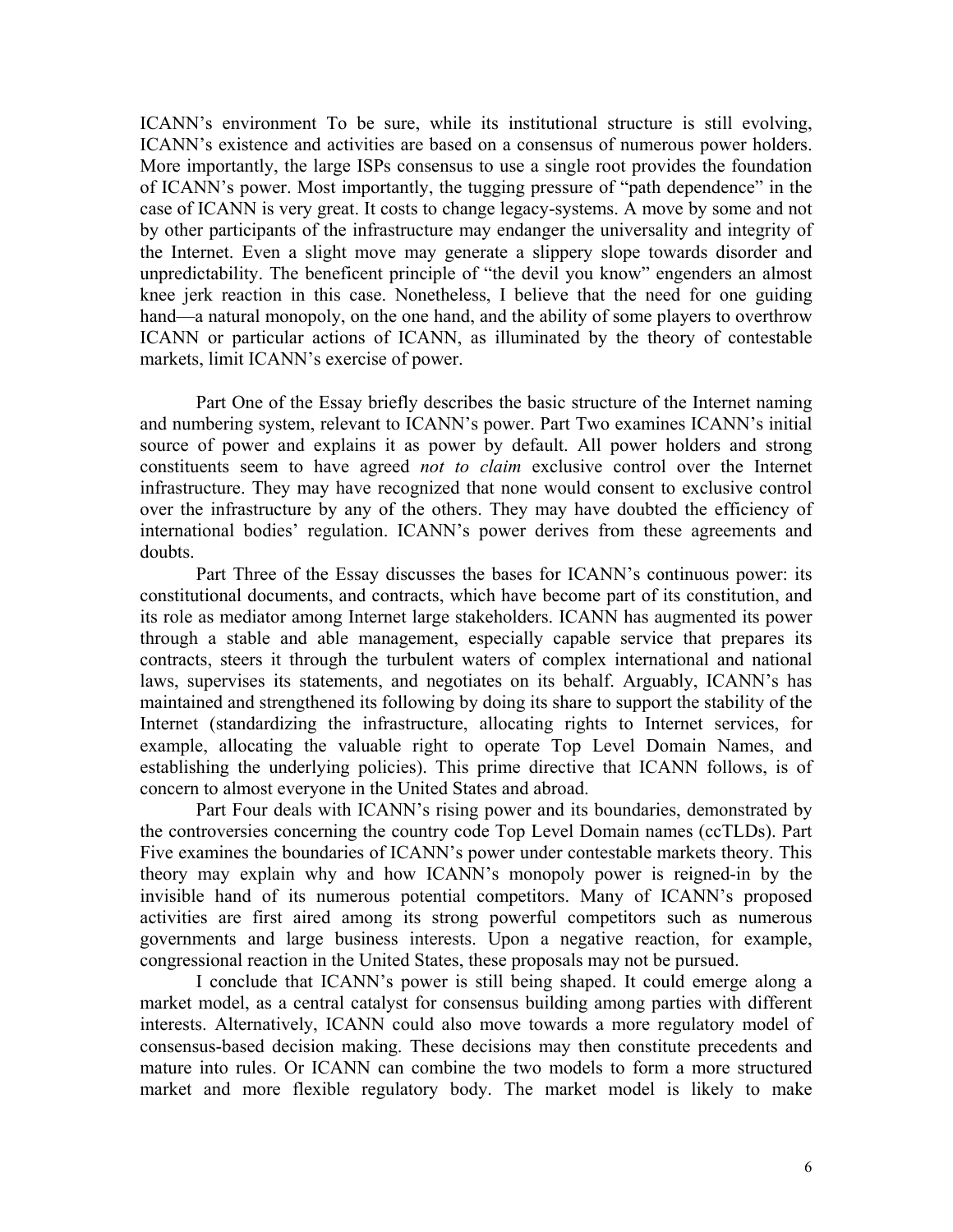ICANN's environment To be sure, while its institutional structure is still evolving, ICANN's existence and activities are based on a consensus of numerous power holders. More importantly, the large ISPs consensus to use a single root provides the foundation of ICANN's power. Most importantly, the tugging pressure of "path dependence" in the case of ICANN is very great. It costs to change legacy-systems. A move by some and not by other participants of the infrastructure may endanger the universality and integrity of the Internet. Even a slight move may generate a slippery slope towards disorder and unpredictability. The beneficent principle of "the devil you know" engenders an almost knee jerk reaction in this case. Nonetheless, I believe that the need for one guiding hand—a natural monopoly, on the one hand, and the ability of some players to overthrow ICANN or particular actions of ICANN, as illuminated by the theory of contestable markets, limit ICANN's exercise of power.

Part One of the Essay briefly describes the basic structure of the Internet naming and numbering system, relevant to ICANN's power. Part Two examines ICANN's initial source of power and explains it as power by default. All power holders and strong constituents seem to have agreed *not to claim* exclusive control over the Internet infrastructure. They may have recognized that none would consent to exclusive control over the infrastructure by any of the others. They may have doubted the efficiency of international bodies' regulation. ICANN's power derives from these agreements and doubts.

Part Three of the Essay discusses the bases for ICANN's continuous power: its constitutional documents, and contracts, which have become part of its constitution, and its role as mediator among Internet large stakeholders. ICANN has augmented its power through a stable and able management, especially capable service that prepares its contracts, steers it through the turbulent waters of complex international and national laws, supervises its statements, and negotiates on its behalf. Arguably, ICANN's has maintained and strengthened its following by doing its share to support the stability of the Internet (standardizing the infrastructure, allocating rights to Internet services, for example, allocating the valuable right to operate Top Level Domain Names, and establishing the underlying policies). This prime directive that ICANN follows, is of concern to almost everyone in the United States and abroad.

Part Four deals with ICANN's rising power and its boundaries, demonstrated by the controversies concerning the country code Top Level Domain names (ccTLDs). Part Five examines the boundaries of ICANN's power under contestable markets theory. This theory may explain why and how ICANN's monopoly power is reigned-in by the invisible hand of its numerous potential competitors. Many of ICANN's proposed activities are first aired among its strong powerful competitors such as numerous governments and large business interests. Upon a negative reaction, for example, congressional reaction in the United States, these proposals may not be pursued.

I conclude that ICANN's power is still being shaped. It could emerge along a market model, as a central catalyst for consensus building among parties with different interests. Alternatively, ICANN could also move towards a more regulatory model of consensus-based decision making. These decisions may then constitute precedents and mature into rules. Or ICANN can combine the two models to form a more structured market and more flexible regulatory body. The market model is likely to make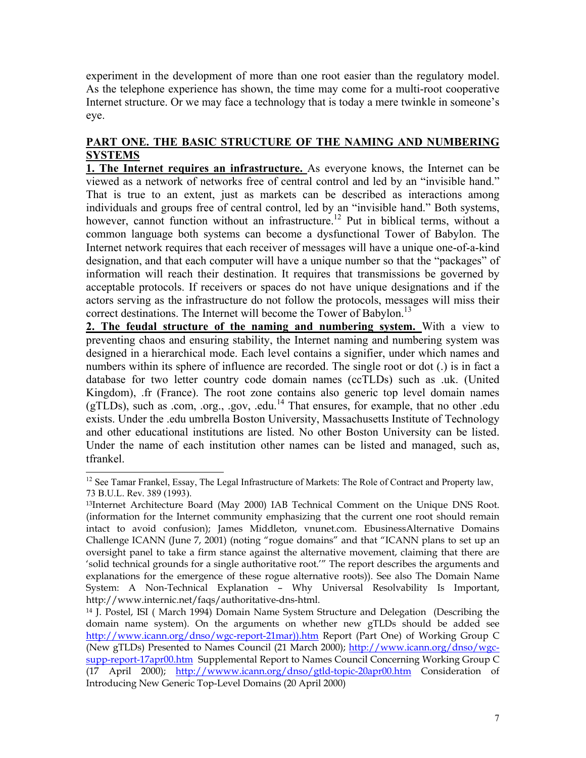experiment in the development of more than one root easier than the regulatory model. As the telephone experience has shown, the time may come for a multi-root cooperative Internet structure. Or we may face a technology that is today a mere twinkle in someone's eye.

## PART ONE. THE BASIC STRUCTURE OF THE NAMING AND NUMBERING SYSTEMS

**1. The Internet requires an infrastructure.** As everyone knows, the Internet can be viewed as a network of networks free of central control and led by an "invisible hand." That is true to an extent, just as markets can be described as interactions among individuals and groups free of central control, led by an "invisible hand." Both systems, however, cannot function without an infrastructure.[12] Put in biblical terms, without a common language both systems can become a dysfunctional Tower of Babylon. The Internet network requires that each receiver of messages will have a unique one-of-a-kind designation, and that each computer will have a unique number so that the "packages" of information will reach their destination. It requires that transmissions be governed by acceptable protocols. If receivers or spaces do not have unique designations and if the actors serving as the infrastructure do not follow the protocols, messages will miss their correct destinations. The Internet will become the Tower of Babylon.[13]

**2. The feudal structure of the naming and numbering system.** With a view to preventing chaos and ensuring stability, the Internet naming and numbering system was designed in a hierarchical mode. Each level contains a signifier, under which names and numbers within its sphere of influence are recorded. The single root or dot (.) is in fact a database for two letter country code domain names (ccTLDs) such as .uk. (United Kingdom), .fr (France). The root zone contains also generic top level domain names (gTLDs), such as .com, .org., .gov, .edu.[14] That ensures, for example, that no other .edu exists. Under the .edu umbrella Boston University, Massachusetts Institute of Technology and other educational institutions are listed. No other Boston University can be listed. Under the name of each institution other names can be listed and managed, such as, tfrankel.

---

[12] See Tamar Frankel, Essay, The Legal Infrastructure of Markets: The Role of Contract and Property law, 73 B.U.L. Rev. 389 (1993).

[13] Internet Architecture Board (May 2000) IAB Technical Comment on the Unique DNS Root. (information for the Internet community emphasizing that the current one root should remain intact to avoid confusion); James Middleton, vnunet.com. EbusinessAlternative Domains Challenge ICANN (June 7, 2001) (noting "rogue domains" and that "ICANN plans to set up an oversight panel to take a firm stance against the alternative movement, claiming that there are 'solid technical grounds for a single authoritative root.'" The report describes the arguments and explanations for the emergence of these rogue alternative roots)). See also The Domain Name System: A Non-Technical Explanation – Why Universal Resolvability Is Important, http://www.internic.net/faqs/authoritative-dns-html.

[14] J. Postel, ISI ( March 1994) Domain Name System Structure and Delegation (Describing the domain name system). On the arguments on whether new gTLDs should be added see http://www.icann.org/dnso/wgc-report-21mar)).htm Report (Part One) of Working Group C (New gTLDs) Presented to Names Council (21 March 2000); http://www.icann.org/dnso/wgc-supp-report-17apr00.htm Supplemental Report to Names Council Concerning Working Group C (17 April 2000); http://wwwww.icann.org/dnso/gtld-topic-20apr00.htm Consideration of Introducing New Generic Top-Level Domains (20 April 2000)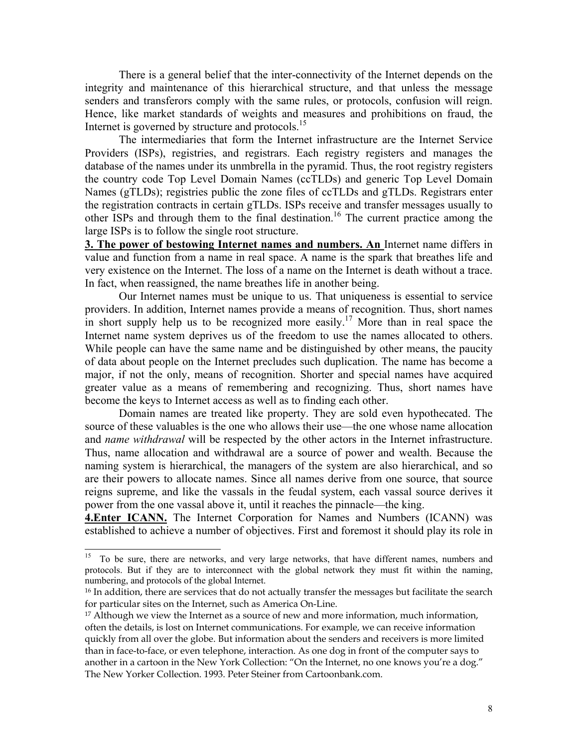There is a general belief that the inter-connectivity of the Internet depends on the integrity and maintenance of this hierarchical structure, and that unless the message senders and transferors comply with the same rules, or protocols, confusion will reign. Hence, like market standards of weights and measures and prohibitions on fraud, the Internet is governed by structure and protocols.[15]

The intermediaries that form the Internet infrastructure are the Internet Service Providers (ISPs), registries, and registrars. Each registry registers and manages the database of the names under its unmbrella in the pyramid. Thus, the root registry registers the country code Top Level Domain Names (ccTLDs) and generic Top Level Domain Names (gTLDs); registries public the zone files of ccTLDs and gTLDs. Registrars enter the registration contracts in certain gTLDs. ISPs receive and transfer messages usually to other ISPs and through them to the final destination.[16] The current practice among the large ISPs is to follow the single root structure.

**3. The power of bestowing Internet names and numbers. An** Internet name differs in value and function from a name in real space. A name is the spark that breathes life and very existence on the Internet. The loss of a name on the Internet is death without a trace. In fact, when reassigned, the name breathes life in another being.

Our Internet names must be unique to us. That uniqueness is essential to service providers. In addition, Internet names provide a means of recognition. Thus, short names in short supply help us to be recognized more easily.[17] More than in real space the Internet name system deprives us of the freedom to use the names allocated to others. While people can have the same name and be distinguished by other means, the paucity of data about people on the Internet precludes such duplication. The name has become a major, if not the only, means of recognition. Shorter and special names have acquired greater value as a means of remembering and recognizing. Thus, short names have become the keys to Internet access as well as to finding each other.

Domain names are treated like property. They are sold even hypothecated. The source of these valuables is the one who allows their use—the one whose name allocation and *name withdrawal* will be respected by the other actors in the Internet infrastructure. Thus, name allocation and withdrawal are a source of power and wealth. Because the naming system is hierarchical, the managers of the system are also hierarchical, and so are their powers to allocate names. Since all names derive from one source, that source reigns supreme, and like the vassals in the feudal system, each vassal source derives it power from the one vassal above it, until it reaches the pinnacle—the king.

**4.Enter ICANN.** The Internet Corporation for Names and Numbers (ICANN) was established to achieve a number of objectives. First and foremost it should play its role in

---

[15] To be sure, there are networks, and very large networks, that have different names, numbers and protocols. But if they are to interconnect with the global network they must fit within the naming, numbering, and protocols of the global Internet.

[16] In addition, there are services that do not actually transfer the messages but facilitate the search for particular sites on the Internet, such as America On-Line.

[17] Although we view the Internet as a source of new and more information, much information, often the details, is lost on Internet communications. For example, we can receive information quickly from all over the globe. But information about the senders and receivers is more limited than in face-to-face, or even telephone, interaction. As one dog in front of the computer says to another in a cartoon in the New York Collection: "On the Internet, no one knows you're a dog." The New Yorker Collection. 1993. Peter Steiner from Cartoonbank.com.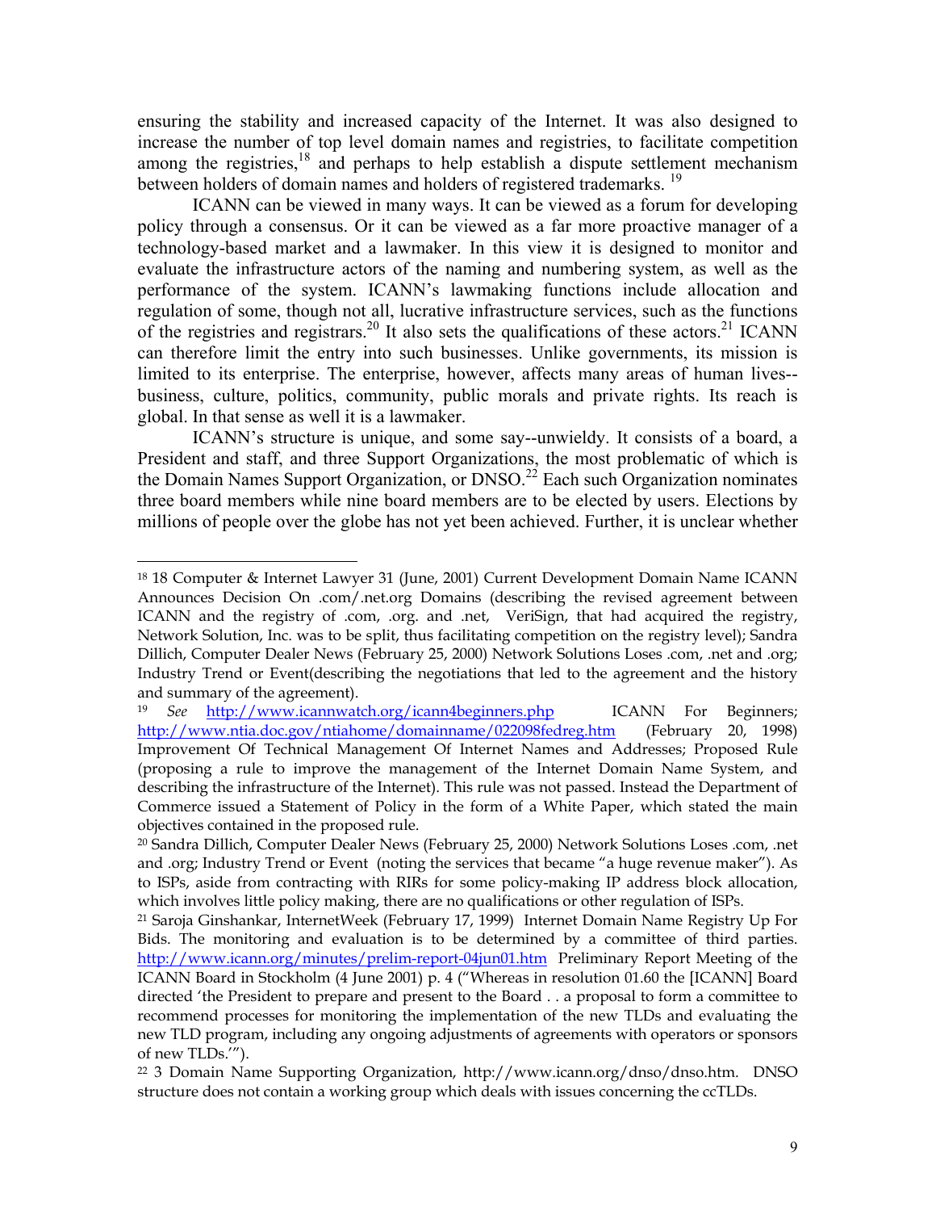ensuring the stability and increased capacity of the Internet. It was also designed to increase the number of top level domain names and registries, to facilitate competition among the registries,[18] and perhaps to help establish a dispute settlement mechanism between holders of domain names and holders of registered trademarks. [19]

ICANN can be viewed in many ways. It can be viewed as a forum for developing policy through a consensus. Or it can be viewed as a far more proactive manager of a technology-based market and a lawmaker. In this view it is designed to monitor and evaluate the infrastructure actors of the naming and numbering system, as well as the performance of the system. ICANN's lawmaking functions include allocation and regulation of some, though not all, lucrative infrastructure services, such as the functions of the registries and registrars.[20] It also sets the qualifications of these actors.[21] ICANN can therefore limit the entry into such businesses. Unlike governments, its mission is limited to its enterprise. The enterprise, however, affects many areas of human lives--business, culture, politics, community, public morals and private rights. Its reach is global. In that sense as well it is a lawmaker.

ICANN's structure is unique, and some say--unwieldy. It consists of a board, a President and staff, and three Support Organizations, the most problematic of which is the Domain Names Support Organization, or DNSO.[22] Each such Organization nominates three board members while nine board members are to be elected by users. Elections by millions of people over the globe has not yet been achieved. Further, it is unclear whether

---

[18] 18 Computer & Internet Lawyer 31 (June, 2001) Current Development Domain Name ICANN Announces Decision On .com/.net.org Domains (describing the revised agreement between ICANN and the registry of .com, .org. and .net, VeriSign, that had acquired the registry, Network Solution, Inc. was to be split, thus facilitating competition on the registry level); Sandra Dillich, Computer Dealer News (February 25, 2000) Network Solutions Loses .com, .net and .org; Industry Trend or Event(describing the negotiations that led to the agreement and the history and summary of the agreement).

[19] *See* http://www.icannwatch.org/icann4beginners.php ICANN For Beginners; http://www.ntia.doc.gov/ntiahome/domainname/022098fedreg.htm (February 20, 1998) Improvement Of Technical Management Of Internet Names and Addresses; Proposed Rule (proposing a rule to improve the management of the Internet Domain Name System, and describing the infrastructure of the Internet). This rule was not passed. Instead the Department of Commerce issued a Statement of Policy in the form of a White Paper, which stated the main objectives contained in the proposed rule.

[20] Sandra Dillich, Computer Dealer News (February 25, 2000) Network Solutions Loses .com, .net and .org; Industry Trend or Event (noting the services that became "a huge revenue maker"). As to ISPs, aside from contracting with RIRs for some policy-making IP address block allocation, which involves little policy making, there are no qualifications or other regulation of ISPs.

[21] Saroja Ginshankar, InternetWeek (February 17, 1999) Internet Domain Name Registry Up For Bids. The monitoring and evaluation is to be determined by a committee of third parties. http://www.icann.org/minutes/prelim-report-04jun01.htm Preliminary Report Meeting of the ICANN Board in Stockholm (4 June 2001) p. 4 ("Whereas in resolution 01.60 the [ICANN] Board directed 'the President to prepare and present to the Board . . a proposal to form a committee to recommend processes for monitoring the implementation of the new TLDs and evaluating the new TLD program, including any ongoing adjustments of agreements with operators or sponsors of new TLDs.'").

[22] 3 Domain Name Supporting Organization, http://www.icann.org/dnso/dnso.htm. DNSO structure does not contain a working group which deals with issues concerning the ccTLDs.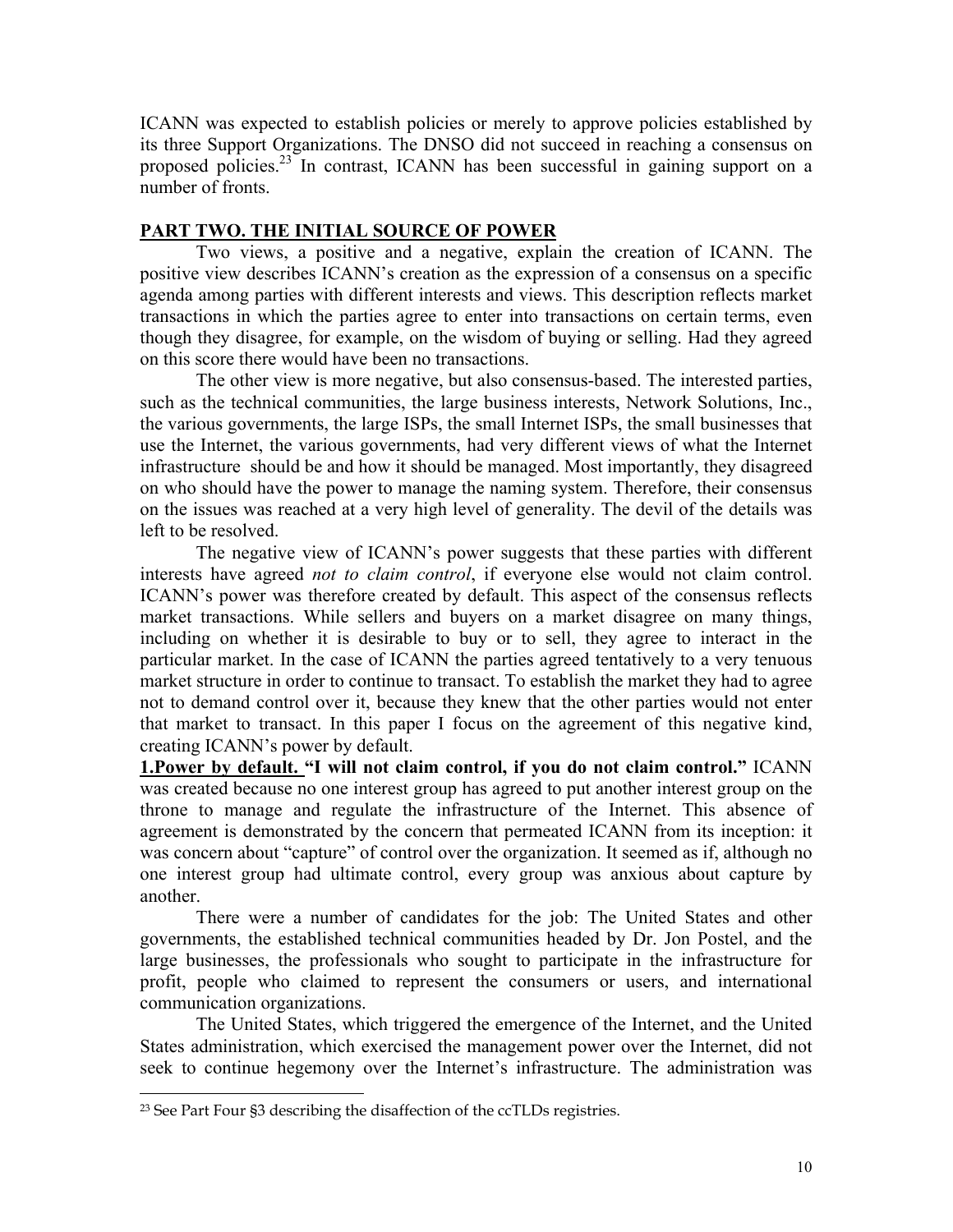ICANN was expected to establish policies or merely to approve policies established by its three Support Organizations. The DNSO did not succeed in reaching a consensus on proposed policies.[23] In contrast, ICANN has been successful in gaining support on a number of fronts.

## PART TWO. THE INITIAL SOURCE OF POWER

Two views, a positive and a negative, explain the creation of ICANN. The positive view describes ICANN's creation as the expression of a consensus on a specific agenda among parties with different interests and views. This description reflects market transactions in which the parties agree to enter into transactions on certain terms, even though they disagree, for example, on the wisdom of buying or selling. Had they agreed on this score there would have been no transactions.

The other view is more negative, but also consensus-based. The interested parties, such as the technical communities, the large business interests, Network Solutions, Inc., the various governments, the large ISPs, the small Internet ISPs, the small businesses that use the Internet, the various governments, had very different views of what the Internet infrastructure should be and how it should be managed. Most importantly, they disagreed on who should have the power to manage the naming system. Therefore, their consensus on the issues was reached at a very high level of generality. The devil of the details was left to be resolved.

The negative view of ICANN's power suggests that these parties with different interests have agreed *not to claim control*, if everyone else would not claim control. ICANN's power was therefore created by default. This aspect of the consensus reflects market transactions. While sellers and buyers on a market disagree on many things, including on whether it is desirable to buy or to sell, they agree to interact in the particular market. In the case of ICANN the parties agreed tentatively to a very tenuous market structure in order to continue to transact. To establish the market they had to agree not to demand control over it, because they knew that the other parties would not enter that market to transact. In this paper I focus on the agreement of this negative kind, creating ICANN's power by default.

**1.Power by default. "I will not claim control, if you do not claim control."** ICANN was created because no one interest group has agreed to put another interest group on the throne to manage and regulate the infrastructure of the Internet. This absence of agreement is demonstrated by the concern that permeated ICANN from its inception: it was concern about "capture" of control over the organization. It seemed as if, although no one interest group had ultimate control, every group was anxious about capture by another.

There were a number of candidates for the job: The United States and other governments, the established technical communities headed by Dr. Jon Postel, and the large businesses, the professionals who sought to participate in the infrastructure for profit, people who claimed to represent the consumers or users, and international communication organizations.

The United States, which triggered the emergence of the Internet, and the United States administration, which exercised the management power over the Internet, did not seek to continue hegemony over the Internet's infrastructure. The administration was

---

[23] See Part Four §3 describing the disaffection of the ccTLDs registries.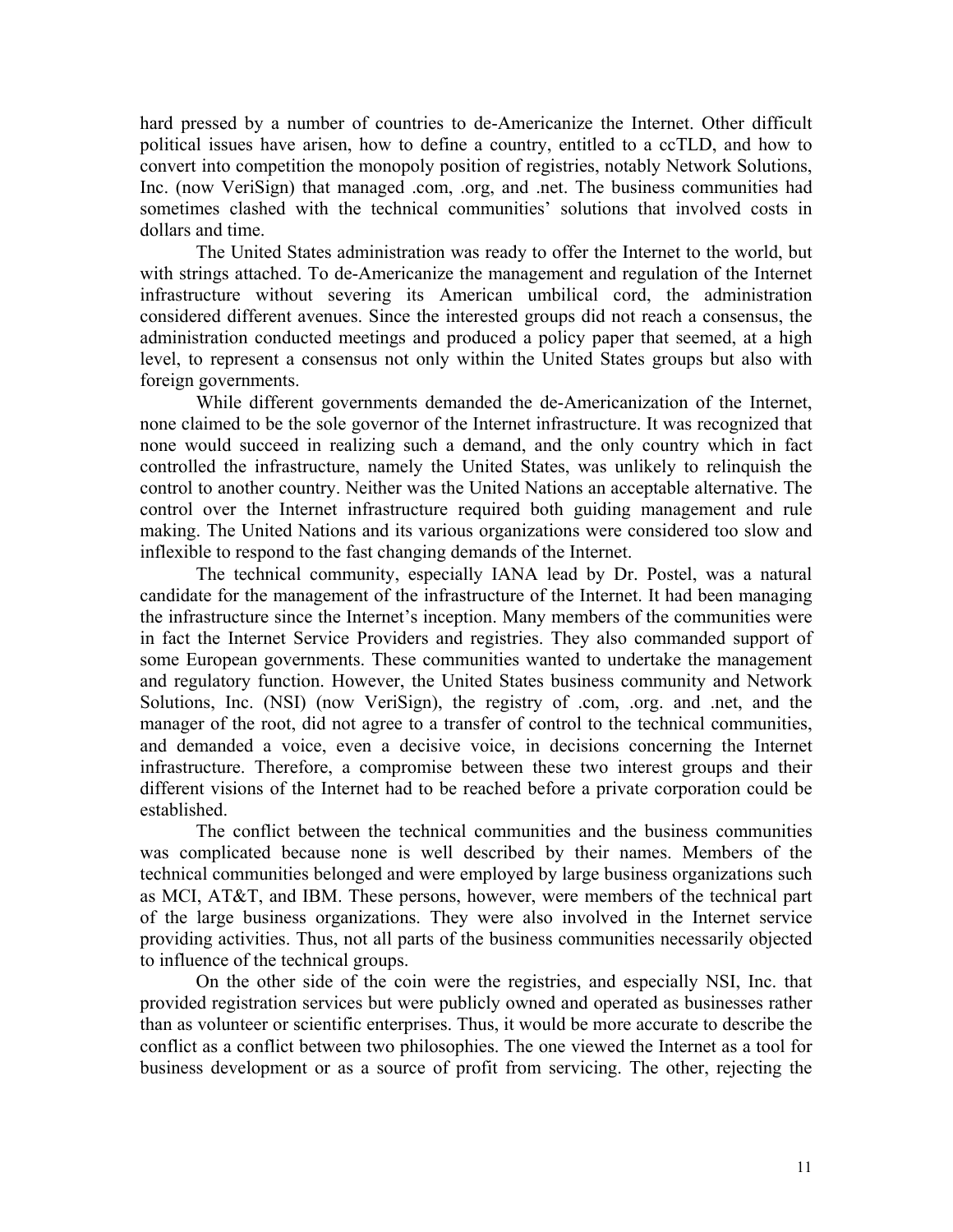hard pressed by a number of countries to de-Americanize the Internet. Other difficult political issues have arisen, how to define a country, entitled to a ccTLD, and how to convert into competition the monopoly position of registries, notably Network Solutions, Inc. (now VeriSign) that managed .com, .org, and .net. The business communities had sometimes clashed with the technical communities' solutions that involved costs in dollars and time.

The United States administration was ready to offer the Internet to the world, but with strings attached. To de-Americanize the management and regulation of the Internet infrastructure without severing its American umbilical cord, the administration considered different avenues. Since the interested groups did not reach a consensus, the administration conducted meetings and produced a policy paper that seemed, at a high level, to represent a consensus not only within the United States groups but also with foreign governments.

While different governments demanded the de-Americanization of the Internet, none claimed to be the sole governor of the Internet infrastructure. It was recognized that none would succeed in realizing such a demand, and the only country which in fact controlled the infrastructure, namely the United States, was unlikely to relinquish the control to another country. Neither was the United Nations an acceptable alternative. The control over the Internet infrastructure required both guiding management and rule making. The United Nations and its various organizations were considered too slow and inflexible to respond to the fast changing demands of the Internet.

The technical community, especially IANA lead by Dr. Postel, was a natural candidate for the management of the infrastructure of the Internet. It had been managing the infrastructure since the Internet's inception. Many members of the communities were in fact the Internet Service Providers and registries. They also commanded support of some European governments. These communities wanted to undertake the management and regulatory function. However, the United States business community and Network Solutions, Inc. (NSI) (now VeriSign), the registry of .com, .org. and .net, and the manager of the root, did not agree to a transfer of control to the technical communities, and demanded a voice, even a decisive voice, in decisions concerning the Internet infrastructure. Therefore, a compromise between these two interest groups and their different visions of the Internet had to be reached before a private corporation could be established.

The conflict between the technical communities and the business communities was complicated because none is well described by their names. Members of the technical communities belonged and were employed by large business organizations such as MCI, AT&T, and IBM. These persons, however, were members of the technical part of the large business organizations. They were also involved in the Internet service providing activities. Thus, not all parts of the business communities necessarily objected to influence of the technical groups.

On the other side of the coin were the registries, and especially NSI, Inc. that provided registration services but were publicly owned and operated as businesses rather than as volunteer or scientific enterprises. Thus, it would be more accurate to describe the conflict as a conflict between two philosophies. The one viewed the Internet as a tool for business development or as a source of profit from servicing. The other, rejecting the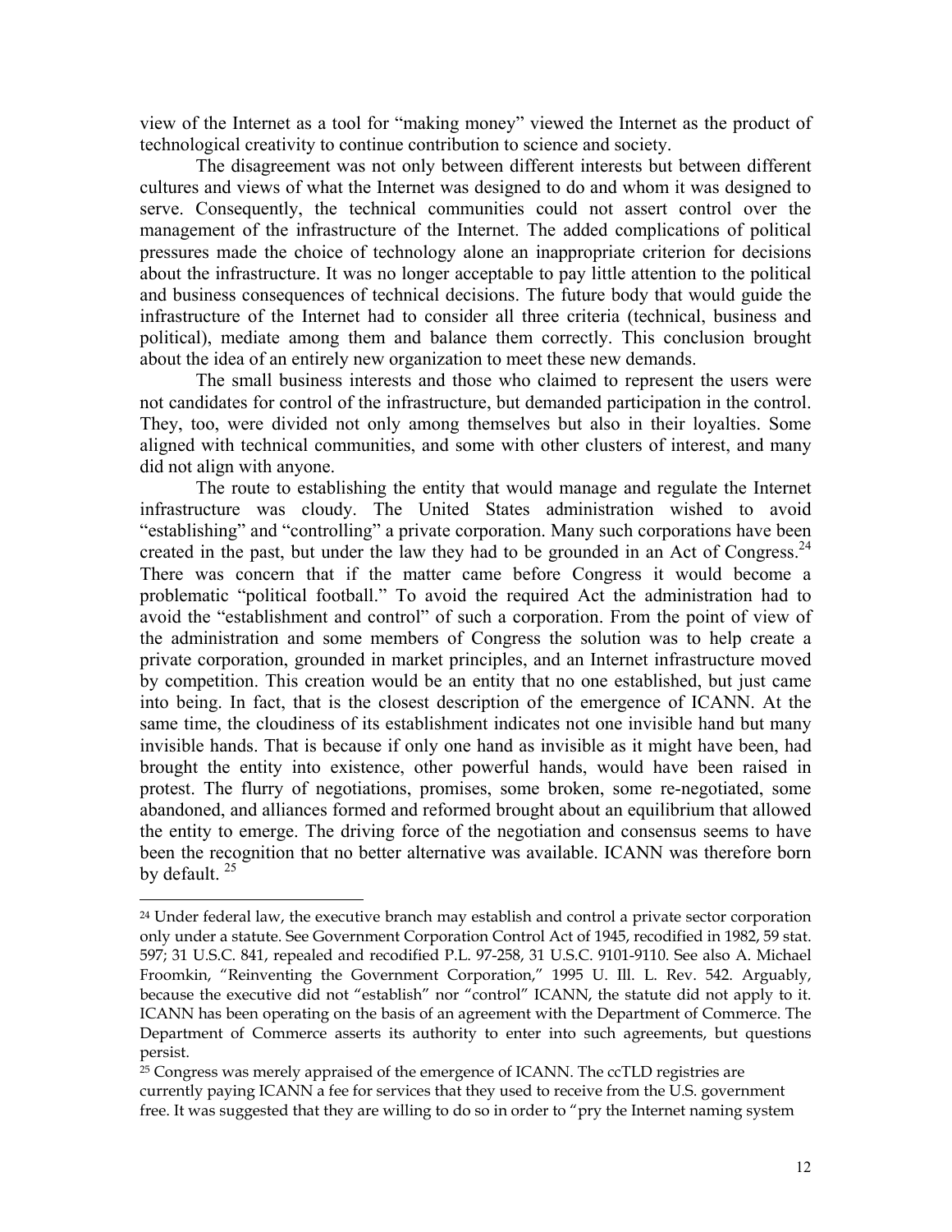view of the Internet as a tool for "making money" viewed the Internet as the product of technological creativity to continue contribution to science and society.

The disagreement was not only between different interests but between different cultures and views of what the Internet was designed to do and whom it was designed to serve. Consequently, the technical communities could not assert control over the management of the infrastructure of the Internet. The added complications of political pressures made the choice of technology alone an inappropriate criterion for decisions about the infrastructure. It was no longer acceptable to pay little attention to the political and business consequences of technical decisions. The future body that would guide the infrastructure of the Internet had to consider all three criteria (technical, business and political), mediate among them and balance them correctly. This conclusion brought about the idea of an entirely new organization to meet these new demands.

The small business interests and those who claimed to represent the users were not candidates for control of the infrastructure, but demanded participation in the control. They, too, were divided not only among themselves but also in their loyalties. Some aligned with technical communities, and some with other clusters of interest, and many did not align with anyone.

The route to establishing the entity that would manage and regulate the Internet infrastructure was cloudy. The United States administration wished to avoid "establishing" and "controlling" a private corporation. Many such corporations have been created in the past, but under the law they had to be grounded in an Act of Congress.[24] There was concern that if the matter came before Congress it would become a problematic "political football." To avoid the required Act the administration had to avoid the "establishment and control" of such a corporation. From the point of view of the administration and some members of Congress the solution was to help create a private corporation, grounded in market principles, and an Internet infrastructure moved by competition. This creation would be an entity that no one established, but just came into being. In fact, that is the closest description of the emergence of ICANN. At the same time, the cloudiness of its establishment indicates not one invisible hand but many invisible hands. That is because if only one hand as invisible as it might have been, had brought the entity into existence, other powerful hands, would have been raised in protest. The flurry of negotiations, promises, some broken, some re-negotiated, some abandoned, and alliances formed and reformed brought about an equilibrium that allowed the entity to emerge. The driving force of the negotiation and consensus seems to have been the recognition that no better alternative was available. ICANN was therefore born by default. [25]

---

[24] Under federal law, the executive branch may establish and control a private sector corporation only under a statute. See Government Corporation Control Act of 1945, recodified in 1982, 59 stat. 597; 31 U.S.C. 841, repealed and recodified P.L. 97-258, 31 U.S.C. 9101-9110. See also A. Michael Froomkin, "Reinventing the Government Corporation," 1995 U. Ill. L. Rev. 542. Arguably, because the executive did not "establish" nor "control" ICANN, the statute did not apply to it. ICANN has been operating on the basis of an agreement with the Department of Commerce. The Department of Commerce asserts its authority to enter into such agreements, but questions persist.

[25] Congress was merely appraised of the emergence of ICANN. The ccTLD registries are currently paying ICANN a fee for services that they used to receive from the U.S. government free. It was suggested that they are willing to do so in order to "pry the Internet naming system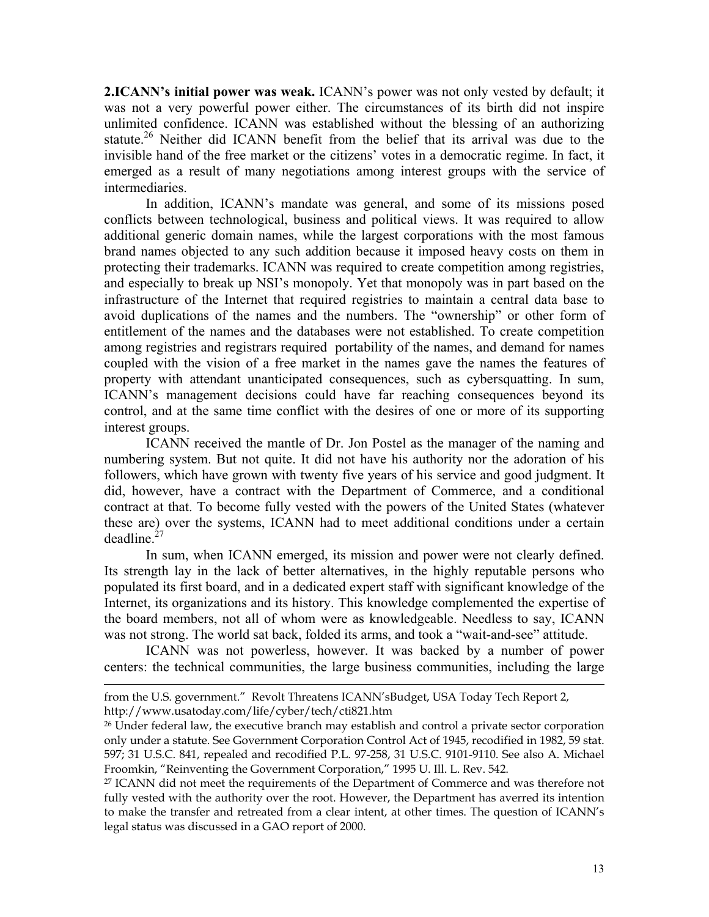**2.ICANN's initial power was weak.** ICANN's power was not only vested by default; it was not a very powerful power either. The circumstances of its birth did not inspire unlimited confidence. ICANN was established without the blessing of an authorizing statute.[26] Neither did ICANN benefit from the belief that its arrival was due to the invisible hand of the free market or the citizens' votes in a democratic regime. In fact, it emerged as a result of many negotiations among interest groups with the service of intermediaries.

In addition, ICANN's mandate was general, and some of its missions posed conflicts between technological, business and political views. It was required to allow additional generic domain names, while the largest corporations with the most famous brand names objected to any such addition because it imposed heavy costs on them in protecting their trademarks. ICANN was required to create competition among registries, and especially to break up NSI's monopoly. Yet that monopoly was in part based on the infrastructure of the Internet that required registries to maintain a central data base to avoid duplications of the names and the numbers. The "ownership" or other form of entitlement of the names and the databases were not established. To create competition among registries and registrars required portability of the names, and demand for names coupled with the vision of a free market in the names gave the names the features of property with attendant unanticipated consequences, such as cybersquatting. In sum, ICANN's management decisions could have far reaching consequences beyond its control, and at the same time conflict with the desires of one or more of its supporting interest groups.

ICANN received the mantle of Dr. Jon Postel as the manager of the naming and numbering system. But not quite. It did not have his authority nor the adoration of his followers, which have grown with twenty five years of his service and good judgment. It did, however, have a contract with the Department of Commerce, and a conditional contract at that. To become fully vested with the powers of the United States (whatever these are) over the systems, ICANN had to meet additional conditions under a certain deadline.[27]

In sum, when ICANN emerged, its mission and power were not clearly defined. Its strength lay in the lack of better alternatives, in the highly reputable persons who populated its first board, and in a dedicated expert staff with significant knowledge of the Internet, its organizations and its history. This knowledge complemented the expertise of the board members, not all of whom were as knowledgeable. Needless to say, ICANN was not strong. The world sat back, folded its arms, and took a "wait-and-see" attitude.

ICANN was not powerless, however. It was backed by a number of power centers: the technical communities, the large business communities, including the large

---

from the U.S. government." Revolt Threatens ICANN'sBudget, USA Today Tech Report 2, http://www.usatoday.com/life/cyber/tech/cti821.htm

[26] Under federal law, the executive branch may establish and control a private sector corporation only under a statute. See Government Corporation Control Act of 1945, recodified in 1982, 59 stat. 597; 31 U.S.C. 841, repealed and recodified P.L. 97-258, 31 U.S.C. 9101-9110. See also A. Michael Froomkin, "Reinventing the Government Corporation," 1995 U. Ill. L. Rev. 542.

[27] ICANN did not meet the requirements of the Department of Commerce and was therefore not fully vested with the authority over the root. However, the Department has averred its intention to make the transfer and retreated from a clear intent, at other times. The question of ICANN's legal status was discussed in a GAO report of 2000.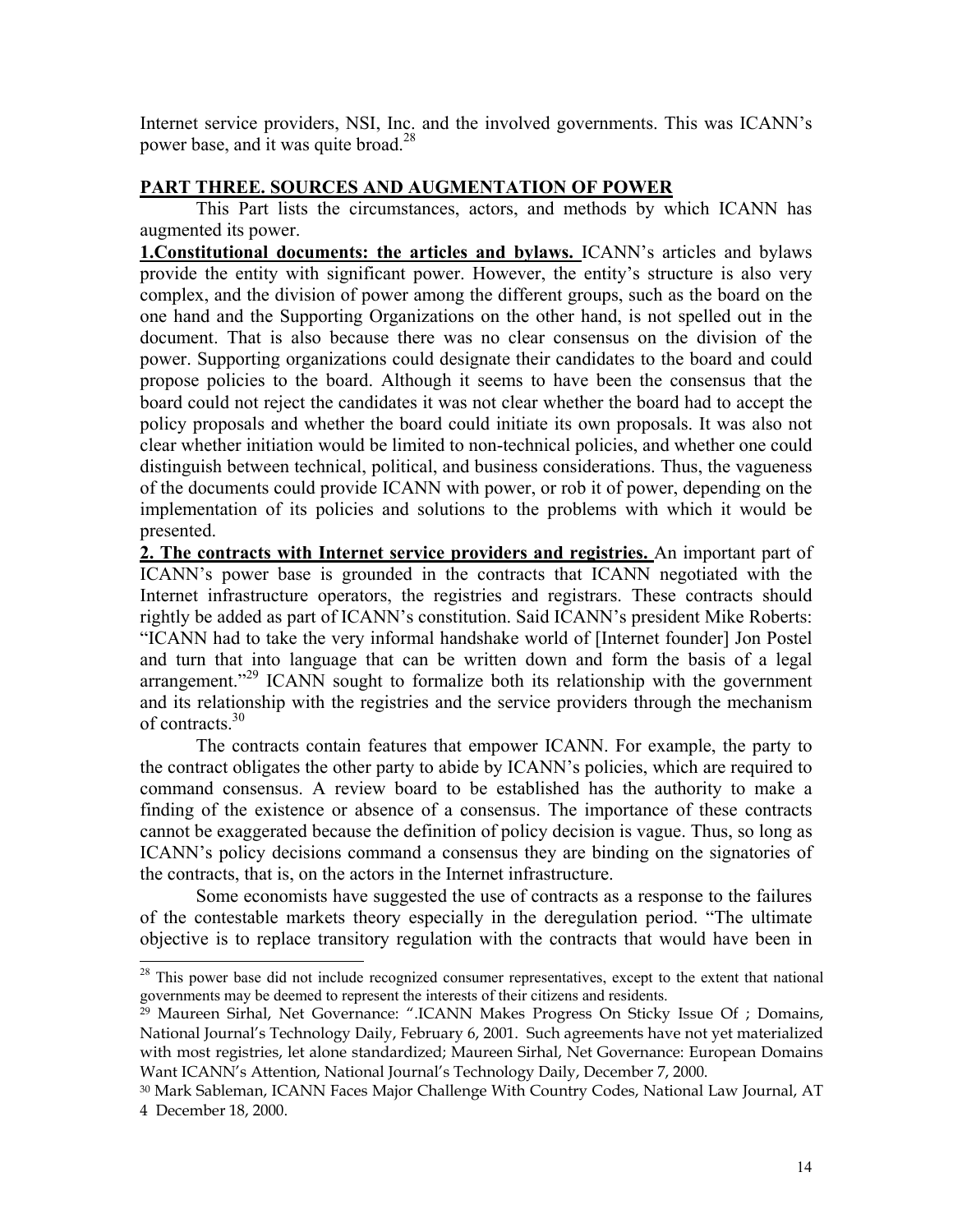Internet service providers, NSI, Inc. and the involved governments. This was ICANN's power base, and it was quite broad.[28]

## PART THREE. SOURCES AND AUGMENTATION OF POWER

This Part lists the circumstances, actors, and methods by which ICANN has augmented its power.

**1.Constitutional documents: the articles and bylaws.** ICANN's articles and bylaws provide the entity with significant power. However, the entity's structure is also very complex, and the division of power among the different groups, such as the board on the one hand and the Supporting Organizations on the other hand, is not spelled out in the document. That is also because there was no clear consensus on the division of the power. Supporting organizations could designate their candidates to the board and could propose policies to the board. Although it seems to have been the consensus that the board could not reject the candidates it was not clear whether the board had to accept the policy proposals and whether the board could initiate its own proposals. It was also not clear whether initiation would be limited to non-technical policies, and whether one could distinguish between technical, political, and business considerations. Thus, the vagueness of the documents could provide ICANN with power, or rob it of power, depending on the implementation of its policies and solutions to the problems with which it would be presented.

**2. The contracts with Internet service providers and registries.** An important part of ICANN's power base is grounded in the contracts that ICANN negotiated with the Internet infrastructure operators, the registries and registrars. These contracts should rightly be added as part of ICANN's constitution. Said ICANN's president Mike Roberts: "ICANN had to take the very informal handshake world of [Internet founder] Jon Postel and turn that into language that can be written down and form the basis of a legal arrangement."[29] ICANN sought to formalize both its relationship with the government and its relationship with the registries and the service providers through the mechanism of contracts.[30]

The contracts contain features that empower ICANN. For example, the party to the contract obligates the other party to abide by ICANN's policies, which are required to command consensus. A review board to be established has the authority to make a finding of the existence or absence of a consensus. The importance of these contracts cannot be exaggerated because the definition of policy decision is vague. Thus, so long as ICANN's policy decisions command a consensus they are binding on the signatories of the contracts, that is, on the actors in the Internet infrastructure.

Some economists have suggested the use of contracts as a response to the failures of the contestable markets theory especially in the deregulation period. "The ultimate objective is to replace transitory regulation with the contracts that would have been in

---

[28] This power base did not include recognized consumer representatives, except to the extent that national governments may be deemed to represent the interests of their citizens and residents.

[29] Maureen Sirhal, Net Governance: ".ICANN Makes Progress On Sticky Issue Of ; Domains, National Journal's Technology Daily, February 6, 2001. Such agreements have not yet materialized with most registries, let alone standardized; Maureen Sirhal, Net Governance: European Domains Want ICANN's Attention, National Journal's Technology Daily, December 7, 2000.

[30] Mark Sableman, ICANN Faces Major Challenge With Country Codes, National Law Journal, AT 4 December 18, 2000.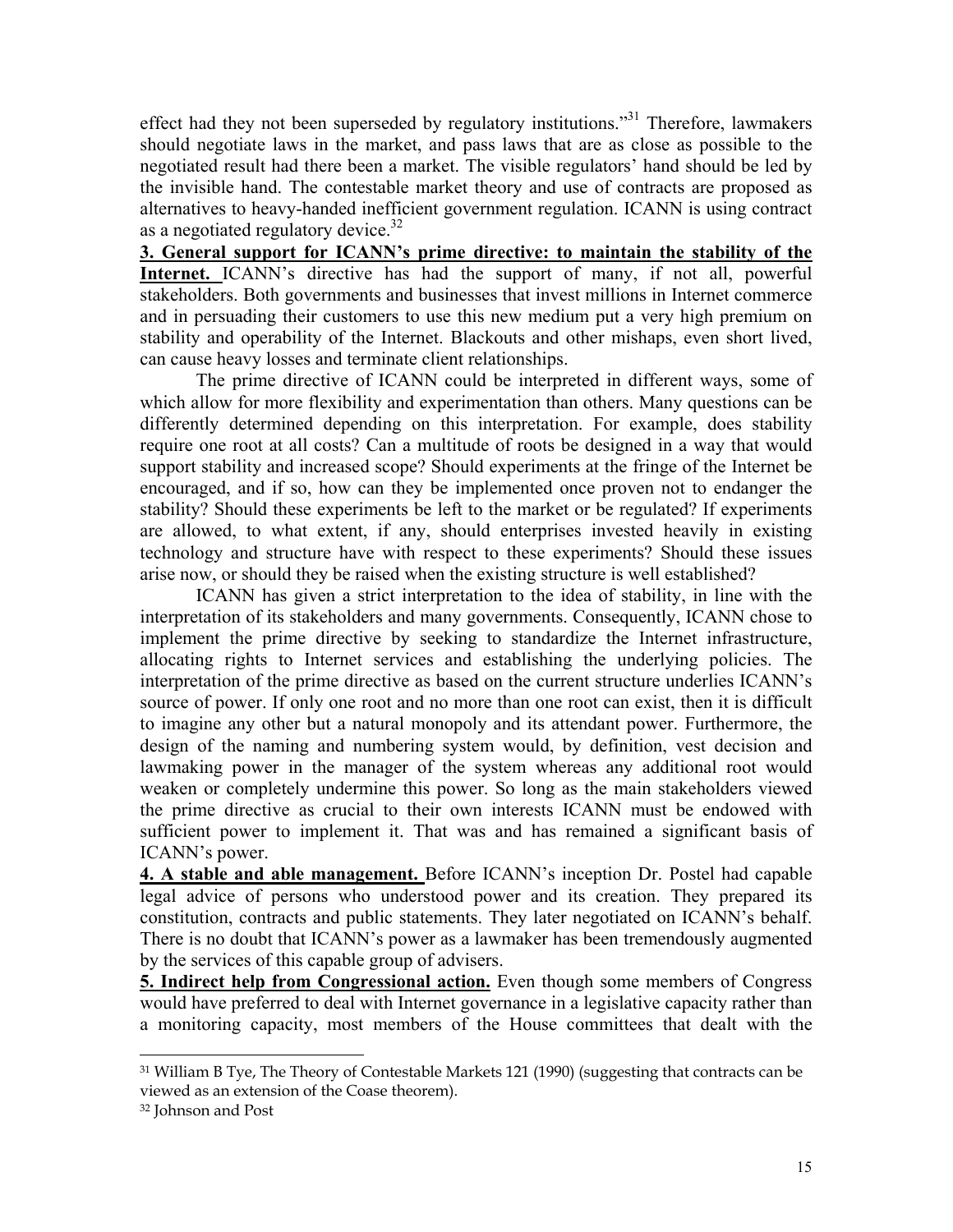effect had they not been superseded by regulatory institutions."[31] Therefore, lawmakers should negotiate laws in the market, and pass laws that are as close as possible to the negotiated result had there been a market. The visible regulators' hand should be led by the invisible hand. The contestable market theory and use of contracts are proposed as alternatives to heavy-handed inefficient government regulation. ICANN is using contract as a negotiated regulatory device.[32]

**3. General support for ICANN's prime directive: to maintain the stability of the Internet.** ICANN's directive has had the support of many, if not all, powerful stakeholders. Both governments and businesses that invest millions in Internet commerce and in persuading their customers to use this new medium put a very high premium on stability and operability of the Internet. Blackouts and other mishaps, even short lived, can cause heavy losses and terminate client relationships.

The prime directive of ICANN could be interpreted in different ways, some of which allow for more flexibility and experimentation than others. Many questions can be differently determined depending on this interpretation. For example, does stability require one root at all costs? Can a multitude of roots be designed in a way that would support stability and increased scope? Should experiments at the fringe of the Internet be encouraged, and if so, how can they be implemented once proven not to endanger the stability? Should these experiments be left to the market or be regulated? If experiments are allowed, to what extent, if any, should enterprises invested heavily in existing technology and structure have with respect to these experiments? Should these issues arise now, or should they be raised when the existing structure is well established?

ICANN has given a strict interpretation to the idea of stability, in line with the interpretation of its stakeholders and many governments. Consequently, ICANN chose to implement the prime directive by seeking to standardize the Internet infrastructure, allocating rights to Internet services and establishing the underlying policies. The interpretation of the prime directive as based on the current structure underlies ICANN's source of power. If only one root and no more than one root can exist, then it is difficult to imagine any other but a natural monopoly and its attendant power. Furthermore, the design of the naming and numbering system would, by definition, vest decision and lawmaking power in the manager of the system whereas any additional root would weaken or completely undermine this power. So long as the main stakeholders viewed the prime directive as crucial to their own interests ICANN must be endowed with sufficient power to implement it. That was and has remained a significant basis of ICANN's power.

**4. A stable and able management.** Before ICANN's inception Dr. Postel had capable legal advice of persons who understood power and its creation. They prepared its constitution, contracts and public statements. They later negotiated on ICANN's behalf. There is no doubt that ICANN's power as a lawmaker has been tremendously augmented by the services of this capable group of advisers.

**5. Indirect help from Congressional action.** Even though some members of Congress would have preferred to deal with Internet governance in a legislative capacity rather than a monitoring capacity, most members of the House committees that dealt with the

---

[31] William B Tye, The Theory of Contestable Markets 121 (1990) (suggesting that contracts can be viewed as an extension of the Coase theorem).

[32] Johnson and Post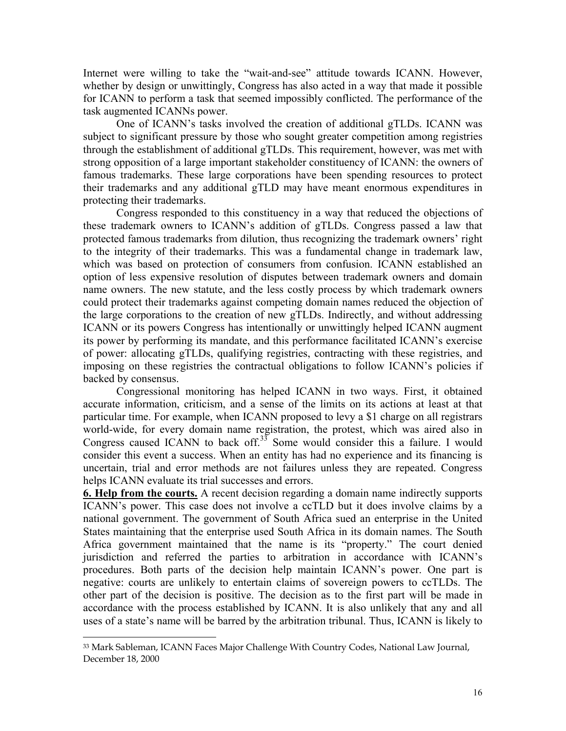Internet were willing to take the "wait-and-see" attitude towards ICANN. However, whether by design or unwittingly, Congress has also acted in a way that made it possible for ICANN to perform a task that seemed impossibly conflicted. The performance of the task augmented ICANNs power.

One of ICANN's tasks involved the creation of additional gTLDs. ICANN was subject to significant pressure by those who sought greater competition among registries through the establishment of additional gTLDs. This requirement, however, was met with strong opposition of a large important stakeholder constituency of ICANN: the owners of famous trademarks. These large corporations have been spending resources to protect their trademarks and any additional gTLD may have meant enormous expenditures in protecting their trademarks.

Congress responded to this constituency in a way that reduced the objections of these trademark owners to ICANN's addition of gTLDs. Congress passed a law that protected famous trademarks from dilution, thus recognizing the trademark owners' right to the integrity of their trademarks. This was a fundamental change in trademark law, which was based on protection of consumers from confusion. ICANN established an option of less expensive resolution of disputes between trademark owners and domain name owners. The new statute, and the less costly process by which trademark owners could protect their trademarks against competing domain names reduced the objection of the large corporations to the creation of new gTLDs. Indirectly, and without addressing ICANN or its powers Congress has intentionally or unwittingly helped ICANN augment its power by performing its mandate, and this performance facilitated ICANN's exercise of power: allocating gTLDs, qualifying registries, contracting with these registries, and imposing on these registries the contractual obligations to follow ICANN's policies if backed by consensus.

Congressional monitoring has helped ICANN in two ways. First, it obtained accurate information, criticism, and a sense of the limits on its actions at least at that particular time. For example, when ICANN proposed to levy a $1 charge on all registrars world-wide, for every domain name registration, the protest, which was aired also in Congress caused ICANN to back off.[33] Some would consider this a failure. I would consider this event a success. When an entity has had no experience and its financing is uncertain, trial and error methods are not failures unless they are repeated. Congress helps ICANN evaluate its trial successes and errors.

**6. Help from the courts.** A recent decision regarding a domain name indirectly supports ICANN's power. This case does not involve a ccTLD but it does involve claims by a national government. The government of South Africa sued an enterprise in the United States maintaining that the enterprise used South Africa in its domain names. The South Africa government maintained that the name is its "property." The court denied jurisdiction and referred the parties to arbitration in accordance with ICANN's procedures. Both parts of the decision help maintain ICANN's power. One part is negative: courts are unlikely to entertain claims of sovereign powers to ccTLDs. The other part of the decision is positive. The decision as to the first part will be made in accordance with the process established by ICANN. It is also unlikely that any and all uses of a state's name will be barred by the arbitration tribunal. Thus, ICANN is likely to

---

[33] Mark Sableman, ICANN Faces Major Challenge With Country Codes, National Law Journal, December 18, 2000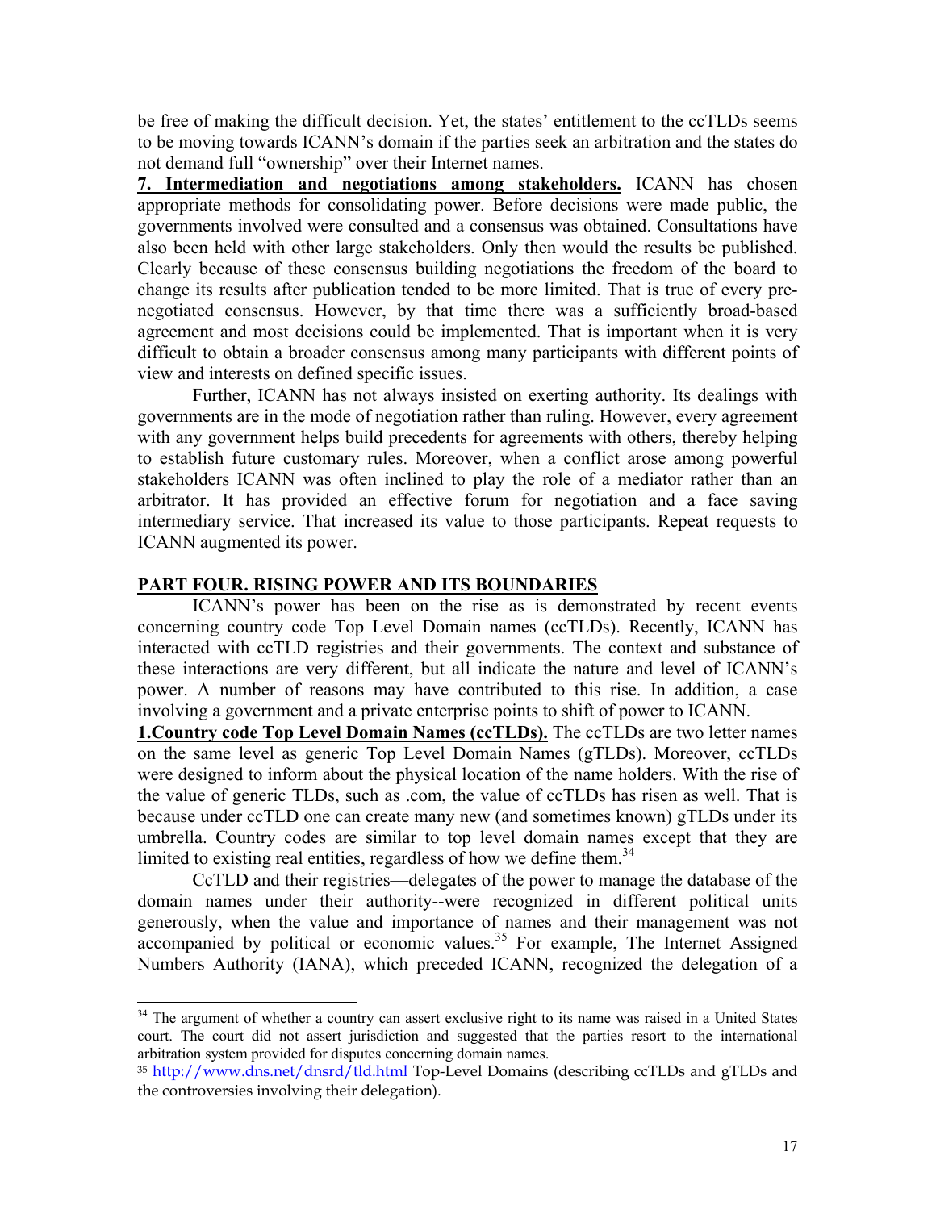be free of making the difficult decision. Yet, the states' entitlement to the ccTLDs seems to be moving towards ICANN's domain if the parties seek an arbitration and the states do not demand full "ownership" over their Internet names.

**7. Intermediation and negotiations among stakeholders.** ICANN has chosen appropriate methods for consolidating power. Before decisions were made public, the governments involved were consulted and a consensus was obtained. Consultations have also been held with other large stakeholders. Only then would the results be published. Clearly because of these consensus building negotiations the freedom of the board to change its results after publication tended to be more limited. That is true of every pre-negotiated consensus. However, by that time there was a sufficiently broad-based agreement and most decisions could be implemented. That is important when it is very difficult to obtain a broader consensus among many participants with different points of view and interests on defined specific issues.

Further, ICANN has not always insisted on exerting authority. Its dealings with governments are in the mode of negotiation rather than ruling. However, every agreement with any government helps build precedents for agreements with others, thereby helping to establish future customary rules. Moreover, when a conflict arose among powerful stakeholders ICANN was often inclined to play the role of a mediator rather than an arbitrator. It has provided an effective forum for negotiation and a face saving intermediary service. That increased its value to those participants. Repeat requests to ICANN augmented its power.

## PART FOUR. RISING POWER AND ITS BOUNDARIES

ICANN's power has been on the rise as is demonstrated by recent events concerning country code Top Level Domain names (ccTLDs). Recently, ICANN has interacted with ccTLD registries and their governments. The context and substance of these interactions are very different, but all indicate the nature and level of ICANN's power. A number of reasons may have contributed to this rise. In addition, a case involving a government and a private enterprise points to shift of power to ICANN.

**1.Country code Top Level Domain Names (ccTLDs).** The ccTLDs are two letter names on the same level as generic Top Level Domain Names (gTLDs). Moreover, ccTLDs were designed to inform about the physical location of the name holders. With the rise of the value of generic TLDs, such as .com, the value of ccTLDs has risen as well. That is because under ccTLD one can create many new (and sometimes known) gTLDs under its umbrella. Country codes are similar to top level domain names except that they are limited to existing real entities, regardless of how we define them.[34]

CcTLD and their registries—delegates of the power to manage the database of the domain names under their authority--were recognized in different political units generously, when the value and importance of names and their management was not accompanied by political or economic values.[35] For example, The Internet Assigned Numbers Authority (IANA), which preceded ICANN, recognized the delegation of a

---

[34] The argument of whether a country can assert exclusive right to its name was raised in a United States court. The court did not assert jurisdiction and suggested that the parties resort to the international arbitration system provided for disputes concerning domain names.

[35] http://www.dns.net/dnsrd/tld.html Top-Level Domains (describing ccTLDs and gTLDs and the controversies involving their delegation).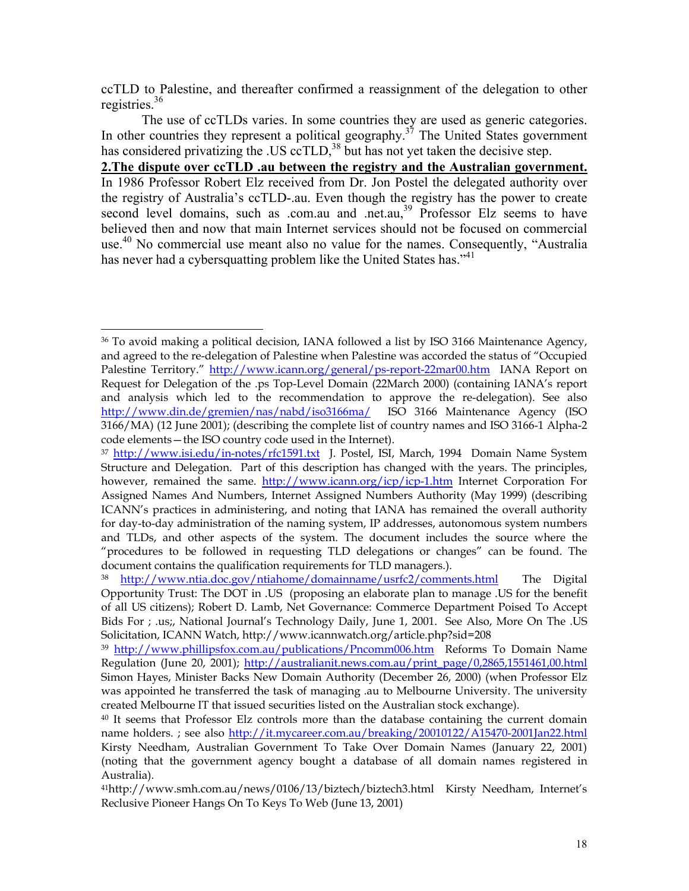ccTLD to Palestine, and thereafter confirmed a reassignment of the delegation to other registries.[36]

The use of ccTLDs varies. In some countries they are used as generic categories. In other countries they represent a political geography.[37] The United States government has considered privatizing the .US ccTLD,[38] but has not yet taken the decisive step.

**2.The dispute over ccTLD .au between the registry and the Australian government.** In 1986 Professor Robert Elz received from Dr. Jon Postel the delegated authority over the registry of Australia's ccTLD-.au. Even though the registry has the power to create second level domains, such as .com.au and .net.au,[39] Professor Elz seems to have believed then and now that main Internet services should not be focused on commercial use.[40] No commercial use meant also no value for the names. Consequently, "Australia has never had a cybersquatting problem like the United States has."[41]

---

[36] To avoid making a political decision, IANA followed a list by ISO 3166 Maintenance Agency, and agreed to the re-delegation of Palestine when Palestine was accorded the status of "Occupied Palestine Territory." http://www.icann.org/general/ps-report-22mar00.htm IANA Report on Request for Delegation of the .ps Top-Level Domain (22March 2000) (containing IANA's report and analysis which led to the recommendation to approve the re-delegation). See also http://www.din.de/gremien/nas/nabd/iso3166ma/ ISO 3166 Maintenance Agency (ISO 3166/MA) (12 June 2001); (describing the complete list of country names and ISO 3166-1 Alpha-2 code elements—the ISO country code used in the Internet).

[37] http://www.isi.edu/in-notes/rfc1591.txt J. Postel, ISI, March, 1994 Domain Name System Structure and Delegation. Part of this description has changed with the years. The principles, however, remained the same. http://www.icann.org/icp/icp-1.htm Internet Corporation For Assigned Names And Numbers, Internet Assigned Numbers Authority (May 1999) (describing ICANN's practices in administering, and noting that IANA has remained the overall authority for day-to-day administration of the naming system, IP addresses, autonomous system numbers and TLDs, and other aspects of the system. The document includes the source where the "procedures to be followed in requesting TLD delegations or changes" can be found. The document contains the qualification requirements for TLD managers.).

[38] http://www.ntia.doc.gov/ntiahome/domainname/usrfc2/comments.html The Digital Opportunity Trust: The DOT in .US (proposing an elaborate plan to manage .US for the benefit of all US citizens); Robert D. Lamb, Net Governance: Commerce Department Poised To Accept Bids For ; .us;, National Journal's Technology Daily, June 1, 2001. See Also, More On The .US Solicitation, ICANN Watch, http://www.icannwatch.org/article.php?sid=208

[39] http://www.phillipsfox.com.au/publications/Pncomm006.htm Reforms To Domain Name Regulation (June 20, 2001); http://australianit.news.com.au/print_page/0,2865,1551461,00.html Simon Hayes, Minister Backs New Domain Authority (December 26, 2000) (when Professor Elz was appointed he transferred the task of managing .au to Melbourne University. The university created Melbourne IT that issued securities listed on the Australian stock exchange).

[40] It seems that Professor Elz controls more than the database containing the current domain name holders. ; see also http://it.mycareer.com.au/breaking/20010122/A15470-2001Jan22.html Kirsty Needham, Australian Government To Take Over Domain Names (January 22, 2001) (noting that the government agency bought a database of all domain names registered in Australia).

[41] http://www.smh.com.au/news/0106/13/biztech/biztech3.html Kirsty Needham, Internet's Reclusive Pioneer Hangs On To Keys To Web (June 13, 2001)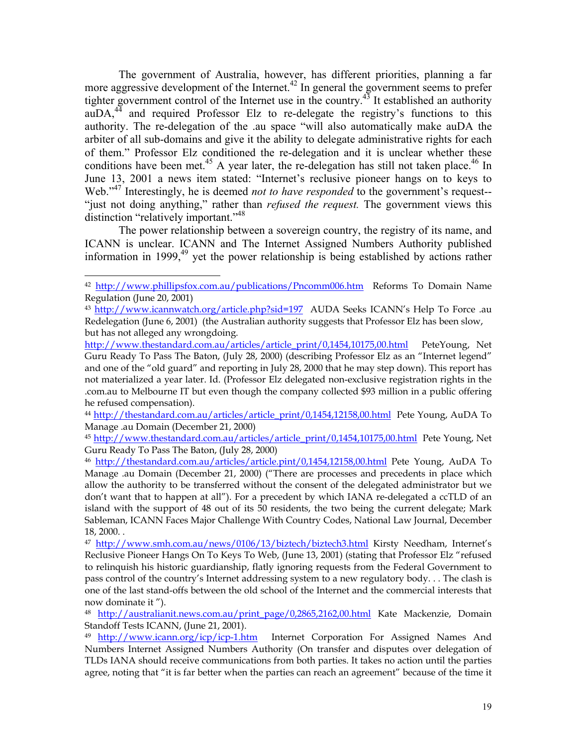The government of Australia, however, has different priorities, planning a far more aggressive development of the Internet.[42] In general the government seems to prefer tighter government control of the Internet use in the country.[43] It established an authority auDA,[44] and required Professor Elz to re-delegate the registry's functions to this authority. The re-delegation of the .au space "will also automatically make auDA the arbiter of all sub-domains and give it the ability to delegate administrative rights for each of them." Professor Elz conditioned the re-delegation and it is unclear whether these conditions have been met.[45] A year later, the re-delegation has still not taken place.[46] In June 13, 2001 a news item stated: "Internet's reclusive pioneer hangs on to keys to Web."[47] Interestingly, he is deemed *not to have responded* to the government's request--"just not doing anything," rather than *refused the request.* The government views this distinction "relatively important."[48]

The power relationship between a sovereign country, the registry of its name, and ICANN is unclear. ICANN and The Internet Assigned Numbers Authority published information in 1999,[49] yet the power relationship is being established by actions rather

---

[42] http://www.phillipsfox.com.au/publications/Pncomm006.htm Reforms To Domain Name Regulation (June 20, 2001)

[43] http://www.icannwatch.org/article.php?sid=197 AUDA Seeks ICANN's Help To Force .au Redelegation (June 6, 2001) (the Australian authority suggests that Professor Elz has been slow, but has not alleged any wrongdoing. http://www.thestandard.com.au/articles/article_print/0,1454,10175,00.html PeteYoung, Net Guru Ready To Pass The Baton, (July 28, 2000) (describing Professor Elz as an "Internet legend" and one of the "old guard" and reporting in July 28, 2000 that he may step down). This report has not materialized a year later. Id. (Professor Elz delegated non-exclusive registration rights in the .com.au to Melbourne IT but even though the company collected $93 million in a public offering he refused compensation).

[44] http://thestandard.com.au/articles/article_print/0,1454,12158,00.html Pete Young, AuDA To Manage .au Domain (December 21, 2000)

[45] http://www.thestandard.com.au/articles/article_print/0,1454,10175,00.html Pete Young, Net Guru Ready To Pass The Baton, (July 28, 2000)

[46] http://thestandard.com.au/articles/article.pint/0,1454,12158,00.html Pete Young, AuDA To Manage .au Domain (December 21, 2000) ("There are processes and precedents in place which allow the authority to be transferred without the consent of the delegated administrator but we don't want that to happen at all"). For a precedent by which IANA re-delegated a ccTLD of an island with the support of 48 out of its 50 residents, the two being the current delegate; Mark Sableman, ICANN Faces Major Challenge With Country Codes, National Law Journal, December 18, 2000. .

[47] http://www.smh.com.au/news/0106/13/biztech/biztech3.html Kirsty Needham, Internet's Reclusive Pioneer Hangs On To Keys To Web, (June 13, 2001) (stating that Professor Elz "refused to relinquish his historic guardianship, flatly ignoring requests from the Federal Government to pass control of the country's Internet addressing system to a new regulatory body. . . The clash is one of the last stand-offs between the old school of the Internet and the commercial interests that now dominate it ").

[48] http://australianit.news.com.au/print_page/0,2865,2162,00.html Kate Mackenzie, Domain Standoff Tests ICANN, (June 21, 2001).

[49] http://www.icann.org/icp/icp-1.htm Internet Corporation For Assigned Names And Numbers Internet Assigned Numbers Authority (On transfer and disputes over delegation of TLDs IANA should receive communications from both parties. It takes no action until the parties agree, noting that "it is far better when the parties can reach an agreement" because of the time it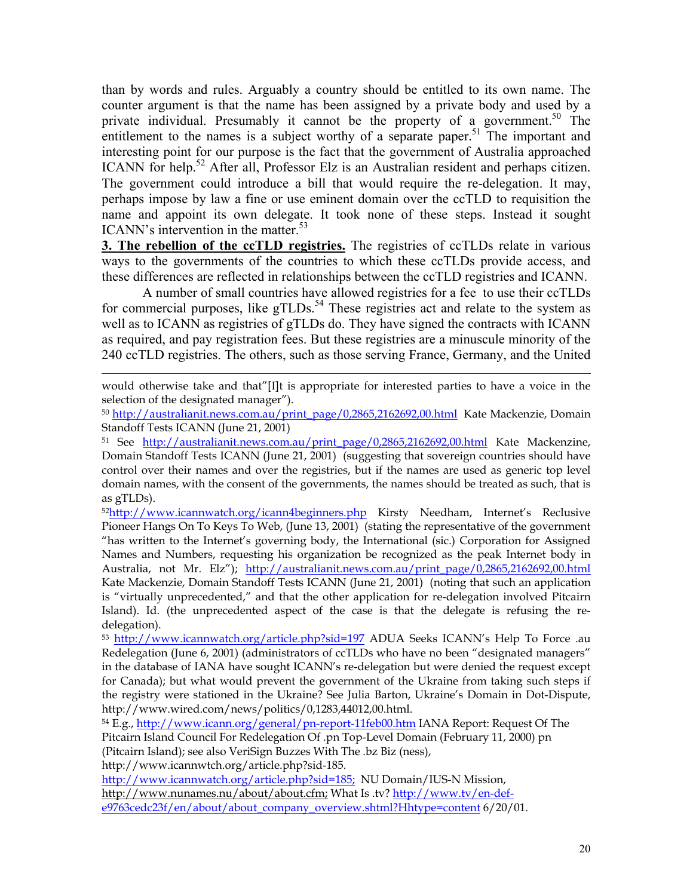than by words and rules. Arguably a country should be entitled to its own name. The counter argument is that the name has been assigned by a private body and used by a private individual. Presumably it cannot be the property of a government.[50] The entitlement to the names is a subject worthy of a separate paper.[51] The important and interesting point for our purpose is the fact that the government of Australia approached ICANN for help.[52] After all, Professor Elz is an Australian resident and perhaps citizen. The government could introduce a bill that would require the re-delegation. It may, perhaps impose by law a fine or use eminent domain over the ccTLD to requisition the name and appoint its own delegate. It took none of these steps. Instead it sought ICANN's intervention in the matter.[53]

**3. The rebellion of the ccTLD registries.** The registries of ccTLDs relate in various ways to the governments of the countries to which these ccTLDs provide access, and these differences are reflected in relationships between the ccTLD registries and ICANN.

A number of small countries have allowed registries for a fee to use their ccTLDs for commercial purposes, like gTLDs.[54] These registries act and relate to the system as well as to ICANN as registries of gTLDs do. They have signed the contracts with ICANN as required, and pay registration fees. But these registries are a minuscule minority of the 240 ccTLD registries. The others, such as those serving France, Germany, and the United

---

would otherwise take and that"[I]t is appropriate for interested parties to have a voice in the selection of the designated manager").

[50] http://australianit.news.com.au/print_page/0,2865,2162692,00.html Kate Mackenzie, Domain Standoff Tests ICANN (June 21, 2001)

[51] See http://australianit.news.com.au/print_page/0,2865,2162692,00.html Kate Mackenzine, Domain Standoff Tests ICANN (June 21, 2001) (suggesting that sovereign countries should have control over their names and over the registries, but if the names are used as generic top level domain names, with the consent of the governments, the names should be treated as such, that is as gTLDs).

[52] http://www.icannwatch.org/icann4beginners.php Kirsty Needham, Internet's Reclusive Pioneer Hangs On To Keys To Web, (June 13, 2001) (stating the representative of the government "has written to the Internet's governing body, the International (sic.) Corporation for Assigned Names and Numbers, requesting his organization be recognized as the peak Internet body in Australia, not Mr. Elz"); http://australianit.news.com.au/print_page/0,2865,2162692,00.html Kate Mackenzie, Domain Standoff Tests ICANN (June 21, 2001) (noting that such an application is "virtually unprecedented," and that the other application for re-delegation involved Pitcairn Island). Id. (the unprecedented aspect of the case is that the delegate is refusing the re-delegation).

[53] http://www.icannwatch.org/article.php?sid=197 ADUA Seeks ICANN's Help To Force .au Redelegation (June 6, 2001) (administrators of ccTLDs who have no been "designated managers" in the database of IANA have sought ICANN's re-delegation but were denied the request except for Canada); but what would prevent the government of the Ukraine from taking such steps if the registry were stationed in the Ukraine? See Julia Barton, Ukraine's Domain in Dot-Dispute, http://www.wired.com/news/politics/0,1283,44012,00.html.

[54] E.g., http://www.icann.org/general/pn-report-11feb00.htm IANA Report: Request Of The Pitcairn Island Council For Redelegation Of .pn Top-Level Domain (February 11, 2000) pn (Pitcairn Island); see also VeriSign Buzzes With The .bz Biz (ness), http://www.icannwtch.org/article.php?sid-185. http://www.icannwatch.org/article.php?sid=185; NU Domain/IUS-N Mission, http://www.nunames.nu/about/about.cfm; What Is .tv? http://www.tv/en-def-e9763cedc23f/en/about/about_company_overview.shtml?Hhtype=content 6/20/01.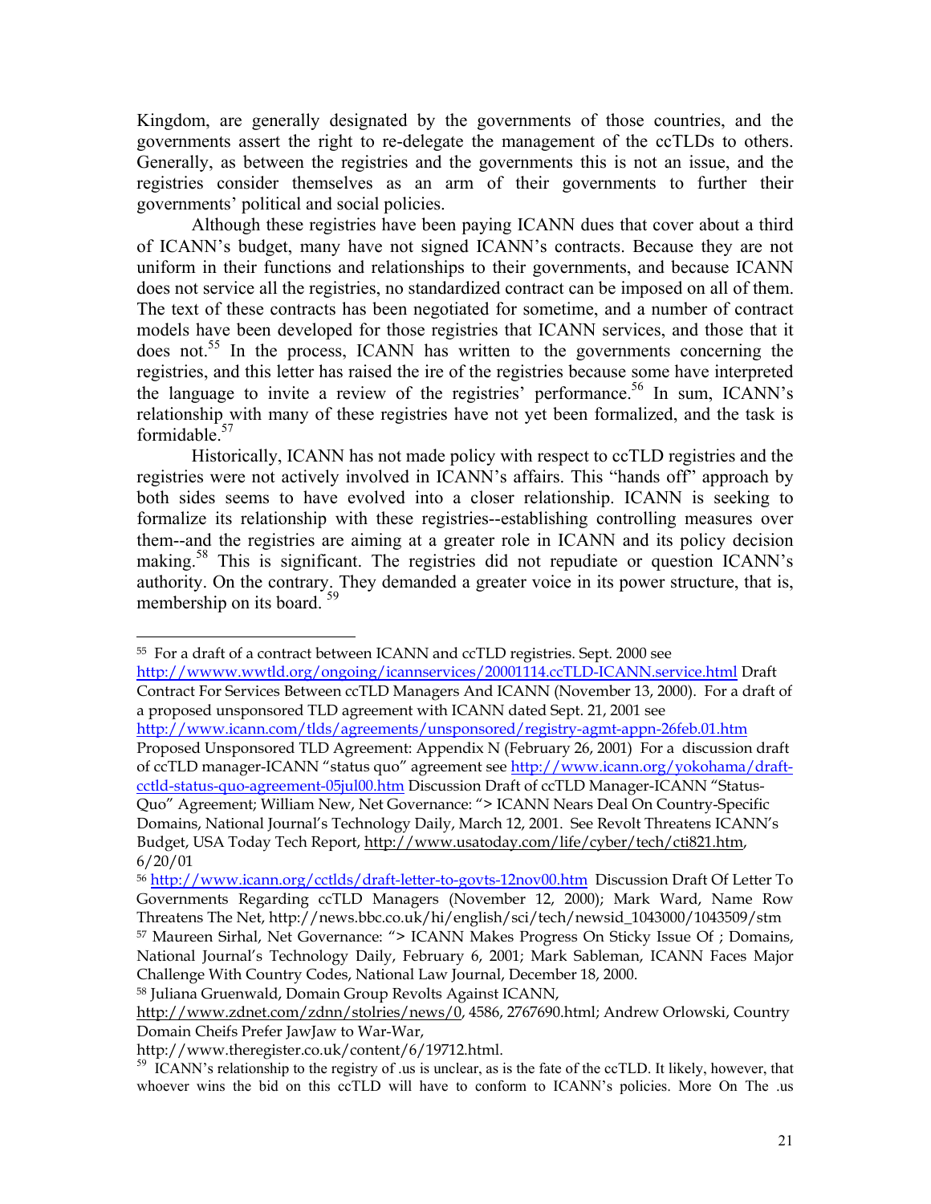Kingdom, are generally designated by the governments of those countries, and the governments assert the right to re-delegate the management of the ccTLDs to others. Generally, as between the registries and the governments this is not an issue, and the registries consider themselves as an arm of their governments to further their governments' political and social policies.

Although these registries have been paying ICANN dues that cover about a third of ICANN's budget, many have not signed ICANN's contracts. Because they are not uniform in their functions and relationships to their governments, and because ICANN does not service all the registries, no standardized contract can be imposed on all of them. The text of these contracts has been negotiated for sometime, and a number of contract models have been developed for those registries that ICANN services, and those that it does not.[55] In the process, ICANN has written to the governments concerning the registries, and this letter has raised the ire of the registries because some have interpreted the language to invite a review of the registries' performance.[56] In sum, ICANN's relationship with many of these registries have not yet been formalized, and the task is formidable.[57]

Historically, ICANN has not made policy with respect to ccTLD registries and the registries were not actively involved in ICANN's affairs. This "hands off" approach by both sides seems to have evolved into a closer relationship. ICANN is seeking to formalize its relationship with these registries--establishing controlling measures over them--and the registries are aiming at a greater role in ICANN and its policy decision making.[58] This is significant. The registries did not repudiate or question ICANN's authority. On the contrary. They demanded a greater voice in its power structure, that is, membership on its board.[59]

---

[55] For a draft of a contract between ICANN and ccTLD registries. Sept. 2000 see http://wwww.wwtld.org/ongoing/icannservices/20001114.ccTLD-ICANN.service.html Draft Contract For Services Between ccTLD Managers And ICANN (November 13, 2000). For a draft of a proposed unsponsored TLD agreement with ICANN dated Sept. 21, 2001 see http://www.icann.com/tlds/agreements/unsponsored/registry-agmt-appn-26feb.01.htm Proposed Unsponsored TLD Agreement: Appendix N (February 26, 2001) For a discussion draft of ccTLD manager-ICANN "status quo" agreement see http://www.icann.org/yokohama/draft-cctld-status-quo-agreement-05jul00.htm Discussion Draft of ccTLD Manager-ICANN "Status-Quo" Agreement; William New, Net Governance: "> ICANN Nears Deal On Country-Specific Domains, National Journal's Technology Daily, March 12, 2001. See Revolt Threatens ICANN's Budget, USA Today Tech Report, http://www.usatoday.com/life/cyber/tech/cti821.htm, 6/20/01

[56] http://www.icann.org/cctlds/draft-letter-to-govts-12nov00.htm Discussion Draft Of Letter To Governments Regarding ccTLD Managers (November 12, 2000); Mark Ward, Name Row Threatens The Net, http://news.bbc.co.uk/hi/english/sci/tech/newsid_1043000/1043509/stm

[57] Maureen Sirhal, Net Governance: "> ICANN Makes Progress On Sticky Issue Of ; Domains, National Journal's Technology Daily, February 6, 2001; Mark Sableman, ICANN Faces Major Challenge With Country Codes, National Law Journal, December 18, 2000.

[58] Juliana Gruenwald, Domain Group Revolts Against ICANN, http://www.zdnet.com/zdnn/stolries/news/0, 4586, 2767690.html; Andrew Orlowski, Country Domain Cheifs Prefer JawJaw to War-War, http://www.theregister.co.uk/content/6/19712.html.

[59] ICANN's relationship to the registry of .us is unclear, as is the fate of the ccTLD. It likely, however, that whoever wins the bid on this ccTLD will have to conform to ICANN's policies. More On The .us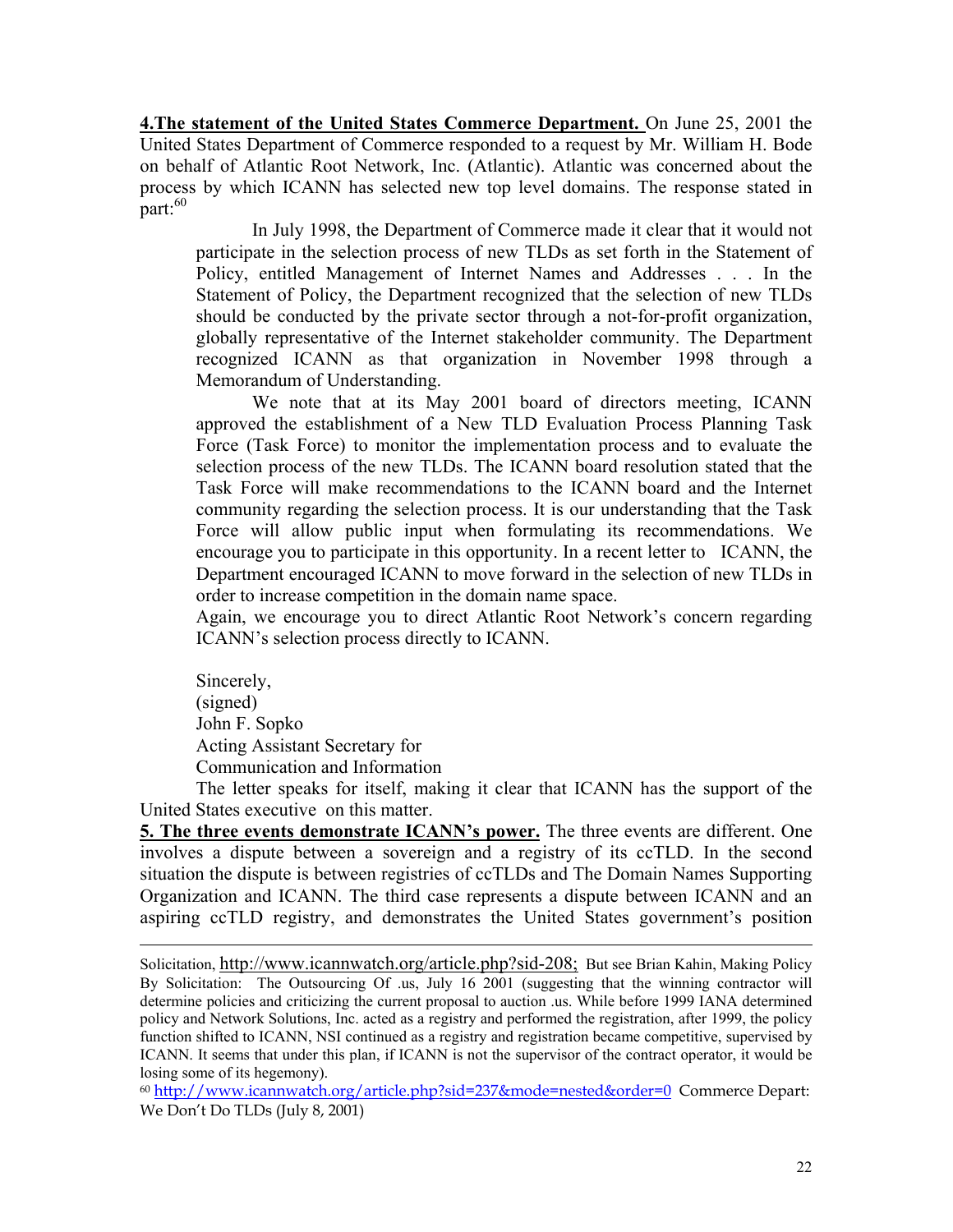**4.The statement of the United States Commerce Department.** On June 25, 2001 the United States Department of Commerce responded to a request by Mr. William H. Bode on behalf of Atlantic Root Network, Inc. (Atlantic). Atlantic was concerned about the process by which ICANN has selected new top level domains. The response stated in part:[60]

> In July 1998, the Department of Commerce made it clear that it would not participate in the selection process of new TLDs as set forth in the Statement of Policy, entitled Management of Internet Names and Addresses . . . In the Statement of Policy, the Department recognized that the selection of new TLDs should be conducted by the private sector through a not-for-profit organization, globally representative of the Internet stakeholder community. The Department recognized ICANN as that organization in November 1998 through a Memorandum of Understanding.
>
> We note that at its May 2001 board of directors meeting, ICANN approved the establishment of a New TLD Evaluation Process Planning Task Force (Task Force) to monitor the implementation process and to evaluate the selection process of the new TLDs. The ICANN board resolution stated that the Task Force will make recommendations to the ICANN board and the Internet community regarding the selection process. It is our understanding that the Task Force will allow public input when formulating its recommendations. We encourage you to participate in this opportunity. In a recent letter to ICANN, the Department encouraged ICANN to move forward in the selection of new TLDs in order to increase competition in the domain name space.
>
> Again, we encourage you to direct Atlantic Root Network's concern regarding ICANN's selection process directly to ICANN.
>
> Sincerely,
> (signed)
> John F. Sopko
> Acting Assistant Secretary for
> Communication and Information

The letter speaks for itself, making it clear that ICANN has the support of the United States executive on this matter.

**5. The three events demonstrate ICANN's power.** The three events are different. One involves a dispute between a sovereign and a registry of its ccTLD. In the second situation the dispute is between registries of ccTLDs and The Domain Names Supporting Organization and ICANN. The third case represents a dispute between ICANN and an aspiring ccTLD registry, and demonstrates the United States government's position

---

Solicitation, http://www.icannwatch.org/article.php?sid-208; But see Brian Kahin, Making Policy By Solicitation: The Outsourcing Of .us, July 16 2001 (suggesting that the winning contractor will determine policies and criticizing the current proposal to auction .us. While before 1999 IANA determined policy and Network Solutions, Inc. acted as a registry and performed the registration, after 1999, the policy function shifted to ICANN, NSI continued as a registry and registration became competitive, supervised by ICANN. It seems that under this plan, if ICANN is not the supervisor of the contract operator, it would be losing some of its hegemony).

[60] http://www.icannwatch.org/article.php?sid=237&mode=nested&order=0 Commerce Depart: We Don't Do TLDs (July 8, 2001)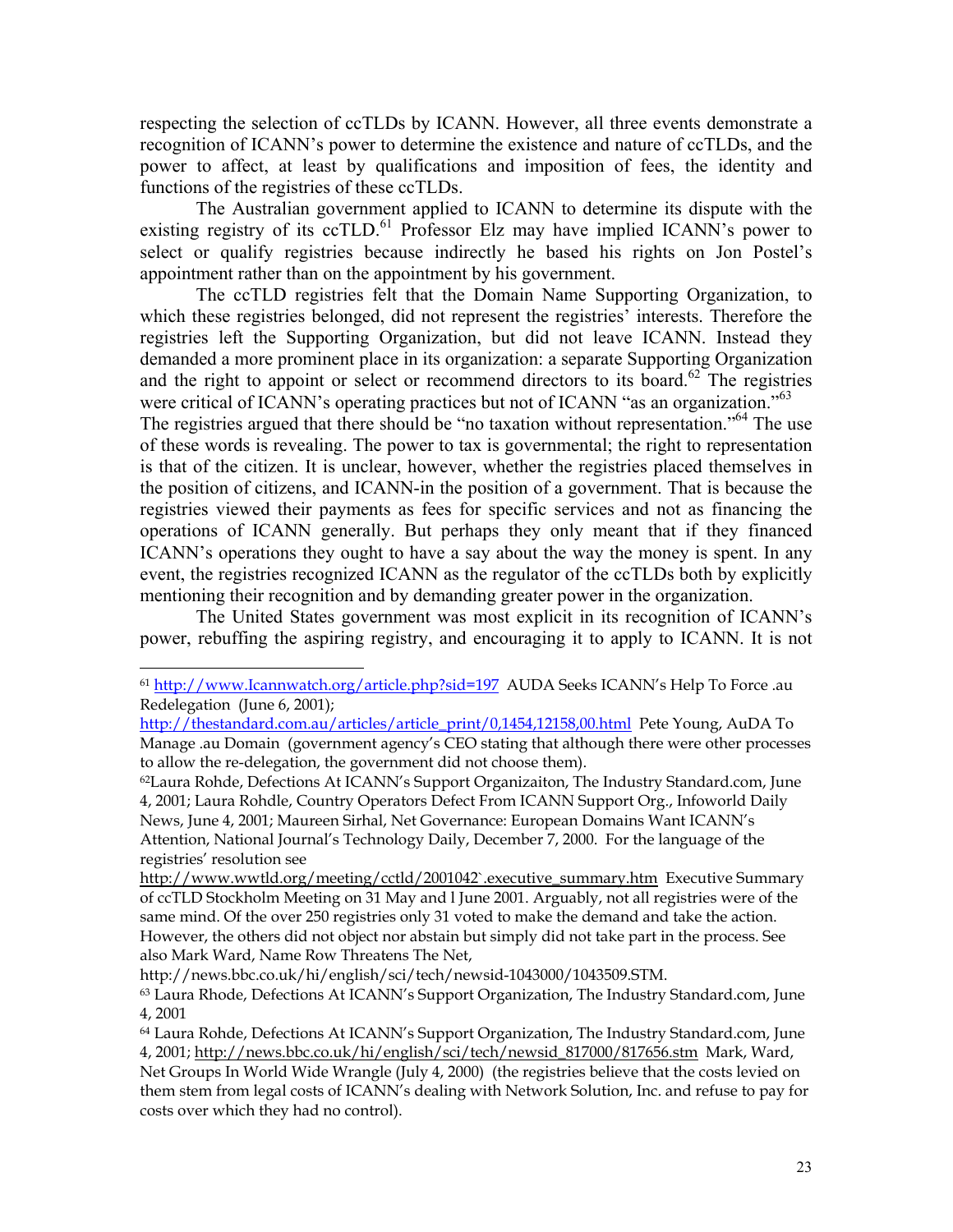respecting the selection of ccTLDs by ICANN. However, all three events demonstrate a recognition of ICANN's power to determine the existence and nature of ccTLDs, and the power to affect, at least by qualifications and imposition of fees, the identity and functions of the registries of these ccTLDs.

The Australian government applied to ICANN to determine its dispute with the existing registry of its ccTLD.[61] Professor Elz may have implied ICANN's power to select or qualify registries because indirectly he based his rights on Jon Postel's appointment rather than on the appointment by his government.

The ccTLD registries felt that the Domain Name Supporting Organization, to which these registries belonged, did not represent the registries' interests. Therefore the registries left the Supporting Organization, but did not leave ICANN. Instead they demanded a more prominent place in its organization: a separate Supporting Organization and the right to appoint or select or recommend directors to its board.[62] The registries were critical of ICANN's operating practices but not of ICANN "as an organization."[63] The registries argued that there should be "no taxation without representation."[64] The use of these words is revealing. The power to tax is governmental; the right to representation is that of the citizen. It is unclear, however, whether the registries placed themselves in the position of citizens, and ICANN-in the position of a government. That is because the registries viewed their payments as fees for specific services and not as financing the operations of ICANN generally. But perhaps they only meant that if they financed ICANN's operations they ought to have a say about the way the money is spent. In any event, the registries recognized ICANN as the regulator of the ccTLDs both by explicitly mentioning their recognition and by demanding greater power in the organization.

The United States government was most explicit in its recognition of ICANN's power, rebuffing the aspiring registry, and encouraging it to apply to ICANN. It is not

---

[61] http://www.Icannwatch.org/article.php?sid=197 AUDA Seeks ICANN's Help To Force .au Redelegation (June 6, 2001); http://thestandard.com.au/articles/article_print/0,1454,12158,00.html Pete Young, AuDA To Manage .au Domain (government agency's CEO stating that although there were other processes to allow the re-delegation, the government did not choose them).

[62] Laura Rohde, Defections At ICANN's Support Organizaiton, The Industry Standard.com, June 4, 2001; Laura Rohdle, Country Operators Defect From ICANN Support Org., Infoworld Daily News, June 4, 2001; Maureen Sirhal, Net Governance: European Domains Want ICANN's Attention, National Journal's Technology Daily, December 7, 2000. For the language of the registries' resolution see http://www.wwtld.org/meeting/cctld/2001042`.executive_summary.htm Executive Summary of ccTLD Stockholm Meeting on 31 May and l June 2001. Arguably, not all registries were of the same mind. Of the over 250 registries only 31 voted to make the demand and take the action. However, the others did not object nor abstain but simply did not take part in the process. See also Mark Ward, Name Row Threatens The Net, http://news.bbc.co.uk/hi/english/sci/tech/newsid-1043000/1043509.STM.

[63] Laura Rhode, Defections At ICANN's Support Organization, The Industry Standard.com, June 4, 2001

[64] Laura Rohde, Defections At ICANN's Support Organization, The Industry Standard.com, June 4, 2001; http://news.bbc.co.uk/hi/english/sci/tech/newsid_817000/817656.stm Mark, Ward, Net Groups In World Wide Wrangle (July 4, 2000) (the registries believe that the costs levied on them stem from legal costs of ICANN's dealing with Network Solution, Inc. and refuse to pay for costs over which they had no control).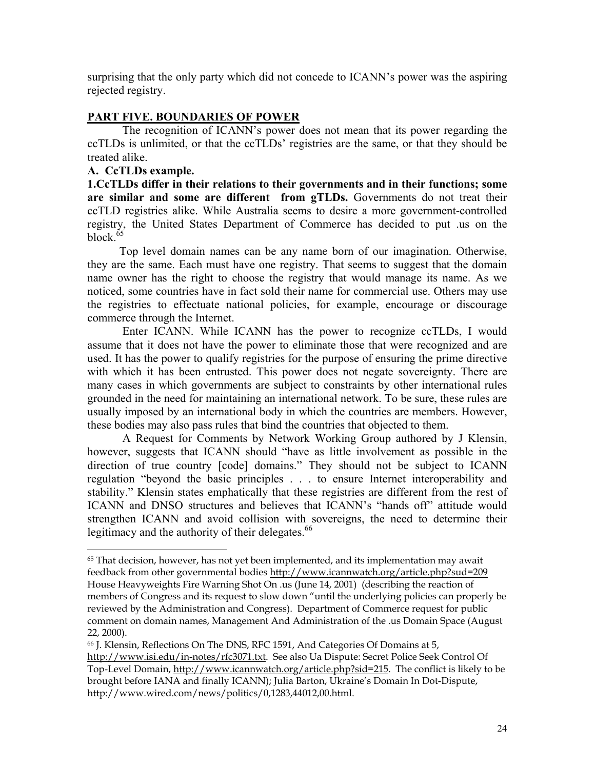surprising that the only party which did not concede to ICANN's power was the aspiring rejected registry.

## PART FIVE. BOUNDARIES OF POWER

The recognition of ICANN's power does not mean that its power regarding the ccTLDs is unlimited, or that the ccTLDs' registries are the same, or that they should be treated alike.

### A. CcTLDs example.

**1.CcTLDs differ in their relations to their governments and in their functions; some are similar and some are different from gTLDs.** Governments do not treat their ccTLD registries alike. While Australia seems to desire a more government-controlled registry, the United States Department of Commerce has decided to put .us on the block.[65]

Top level domain names can be any name born of our imagination. Otherwise, they are the same. Each must have one registry. That seems to suggest that the domain name owner has the right to choose the registry that would manage its name. As we noticed, some countries have in fact sold their name for commercial use. Others may use the registries to effectuate national policies, for example, encourage or discourage commerce through the Internet.

Enter ICANN. While ICANN has the power to recognize ccTLDs, I would assume that it does not have the power to eliminate those that were recognized and are used. It has the power to qualify registries for the purpose of ensuring the prime directive with which it has been entrusted. This power does not negate sovereignty. There are many cases in which governments are subject to constraints by other international rules grounded in the need for maintaining an international network. To be sure, these rules are usually imposed by an international body in which the countries are members. However, these bodies may also pass rules that bind the countries that objected to them.

A Request for Comments by Network Working Group authored by J Klensin, however, suggests that ICANN should "have as little involvement as possible in the direction of true country [code] domains." They should not be subject to ICANN regulation "beyond the basic principles . . . to ensure Internet interoperability and stability." Klensin states emphatically that these registries are different from the rest of ICANN and DNSO structures and believes that ICANN's "hands off" attitude would strengthen ICANN and avoid collision with sovereigns, the need to determine their legitimacy and the authority of their delegates.[66]

---

[65] That decision, however, has not yet been implemented, and its implementation may await feedback from other governmental bodies http://www.icannwatch.org/article.php?sud=209 House Heavyweights Fire Warning Shot On .us (June 14, 2001) (describing the reaction of members of Congress and its request to slow down "until the underlying policies can properly be reviewed by the Administration and Congress). Department of Commerce request for public comment on domain names, Management And Administration of the .us Domain Space (August 22, 2000).

[66] J. Klensin, Reflections On The DNS, RFC 1591, And Categories Of Domains at 5, http://www.isi.edu/in-notes/rfc3071.txt. See also Ua Dispute: Secret Police Seek Control Of Top-Level Domain, http://www.icannwatch.org/article.php?sid=215. The conflict is likely to be brought before IANA and finally ICANN); Julia Barton, Ukraine's Domain In Dot-Dispute, http://www.wired.com/news/politics/0,1283,44012,00.html.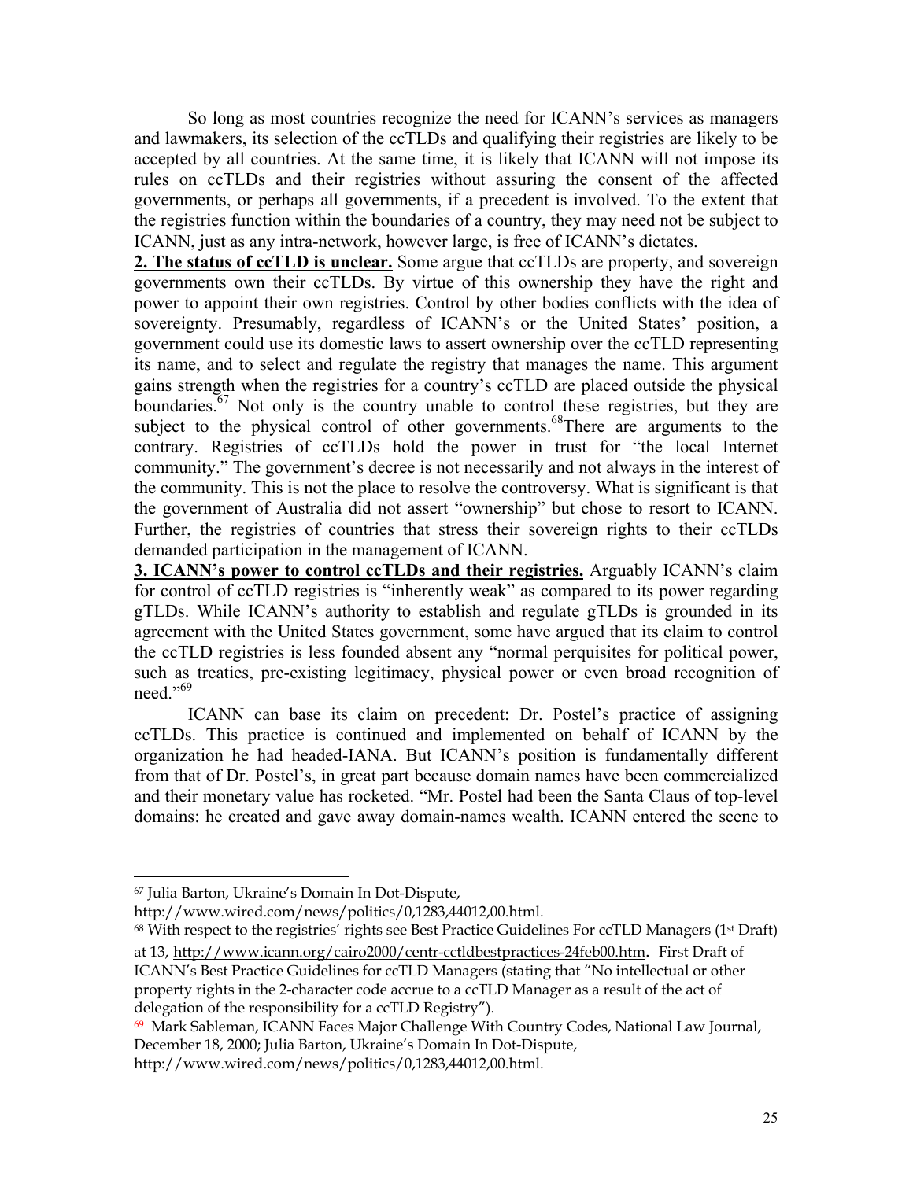So long as most countries recognize the need for ICANN's services as managers and lawmakers, its selection of the ccTLDs and qualifying their registries are likely to be accepted by all countries. At the same time, it is likely that ICANN will not impose its rules on ccTLDs and their registries without assuring the consent of the affected governments, or perhaps all governments, if a precedent is involved. To the extent that the registries function within the boundaries of a country, they may need not be subject to ICANN, just as any intra-network, however large, is free of ICANN's dictates.

**2. The status of ccTLD is unclear.** Some argue that ccTLDs are property, and sovereign governments own their ccTLDs. By virtue of this ownership they have the right and power to appoint their own registries. Control by other bodies conflicts with the idea of sovereignty. Presumably, regardless of ICANN's or the United States' position, a government could use its domestic laws to assert ownership over the ccTLD representing its name, and to select and regulate the registry that manages the name. This argument gains strength when the registries for a country's ccTLD are placed outside the physical boundaries.[67] Not only is the country unable to control these registries, but they are subject to the physical control of other governments.[68]There are arguments to the contrary. Registries of ccTLDs hold the power in trust for "the local Internet community." The government's decree is not necessarily and not always in the interest of the community. This is not the place to resolve the controversy. What is significant is that the government of Australia did not assert "ownership" but chose to resort to ICANN. Further, the registries of countries that stress their sovereign rights to their ccTLDs demanded participation in the management of ICANN.

**3. ICANN's power to control ccTLDs and their registries.** Arguably ICANN's claim for control of ccTLD registries is "inherently weak" as compared to its power regarding gTLDs. While ICANN's authority to establish and regulate gTLDs is grounded in its agreement with the United States government, some have argued that its claim to control the ccTLD registries is less founded absent any "normal perquisites for political power, such as treaties, pre-existing legitimacy, physical power or even broad recognition of need."[69]

ICANN can base its claim on precedent: Dr. Postel's practice of assigning ccTLDs. This practice is continued and implemented on behalf of ICANN by the organization he had headed-IANA. But ICANN's position is fundamentally different from that of Dr. Postel's, in great part because domain names have been commercialized and their monetary value has rocketed. "Mr. Postel had been the Santa Claus of top-level domains: he created and gave away domain-names wealth. ICANN entered the scene to

---

[67] Julia Barton, Ukraine's Domain In Dot-Dispute, http://www.wired.com/news/politics/0,1283,44012,00.html.

[68] With respect to the registries' rights see Best Practice Guidelines For ccTLD Managers (1st Draft) at 13, http://www.icann.org/cairo2000/centr-cctldbestpractices-24feb00.htm. First Draft of ICANN's Best Practice Guidelines for ccTLD Managers (stating that "No intellectual or other property rights in the 2-character code accrue to a ccTLD Manager as a result of the act of delegation of the responsibility for a ccTLD Registry").

[69] Mark Sableman, ICANN Faces Major Challenge With Country Codes, National Law Journal, December 18, 2000; Julia Barton, Ukraine's Domain In Dot-Dispute, http://www.wired.com/news/politics/0,1283,44012,00.html.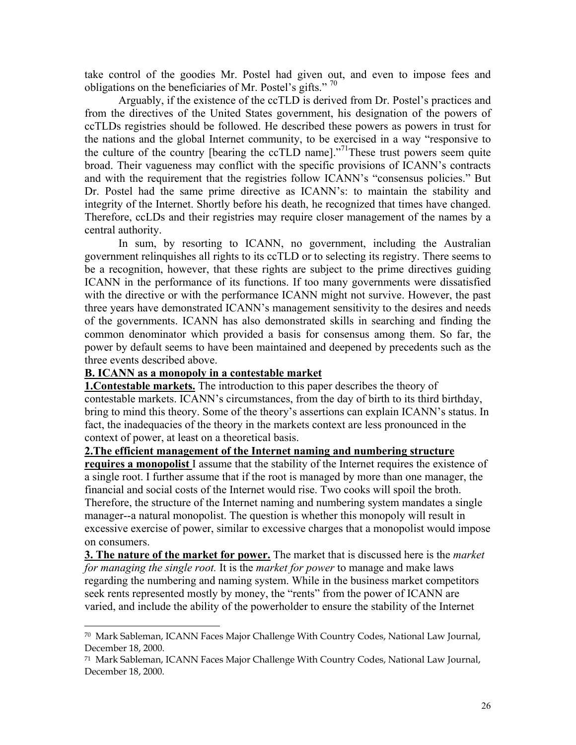take control of the goodies Mr. Postel had given out, and even to impose fees and obligations on the beneficiaries of Mr. Postel's gifts." [70]

Arguably, if the existence of the ccTLD is derived from Dr. Postel's practices and from the directives of the United States government, his designation of the powers of ccTLDs registries should be followed. He described these powers as powers in trust for the nations and the global Internet community, to be exercised in a way "responsive to the culture of the country [bearing the ccTLD name]."[71] These trust powers seem quite broad. Their vagueness may conflict with the specific provisions of ICANN's contracts and with the requirement that the registries follow ICANN's "consensus policies." But Dr. Postel had the same prime directive as ICANN's: to maintain the stability and integrity of the Internet. Shortly before his death, he recognized that times have changed. Therefore, ccLDs and their registries may require closer management of the names by a central authority.

In sum, by resorting to ICANN, no government, including the Australian government relinquishes all rights to its ccTLD or to selecting its registry. There seems to be a recognition, however, that these rights are subject to the prime directives guiding ICANN in the performance of its functions. If too many governments were dissatisfied with the directive or with the performance ICANN might not survive. However, the past three years have demonstrated ICANN's management sensitivity to the desires and needs of the governments. ICANN has also demonstrated skills in searching and finding the common denominator which provided a basis for consensus among them. So far, the power by default seems to have been maintained and deepened by precedents such as the three events described above.

**B. ICANN as a monopoly in a contestable market**

**1.Contestable markets.** The introduction to this paper describes the theory of contestable markets. ICANN's circumstances, from the day of birth to its third birthday, bring to mind this theory. Some of the theory's assertions can explain ICANN's status. In fact, the inadequacies of the theory in the markets context are less pronounced in the context of power, at least on a theoretical basis.

**2.The efficient management of the Internet naming and numbering structure requires a monopolist** I assume that the stability of the Internet requires the existence of a single root. I further assume that if the root is managed by more than one manager, the financial and social costs of the Internet would rise. Two cooks will spoil the broth. Therefore, the structure of the Internet naming and numbering system mandates a single manager--a natural monopolist. The question is whether this monopoly will result in excessive exercise of power, similar to excessive charges that a monopolist would impose on consumers.

**3. The nature of the market for power.** The market that is discussed here is the *market for managing the single root.* It is the *market for power* to manage and make laws regarding the numbering and naming system. While in the business market competitors seek rents represented mostly by money, the "rents" from the power of ICANN are varied, and include the ability of the powerholder to ensure the stability of the Internet

---

70 Mark Sableman, ICANN Faces Major Challenge With Country Codes, National Law Journal, December 18, 2000.

71 Mark Sableman, ICANN Faces Major Challenge With Country Codes, National Law Journal, December 18, 2000.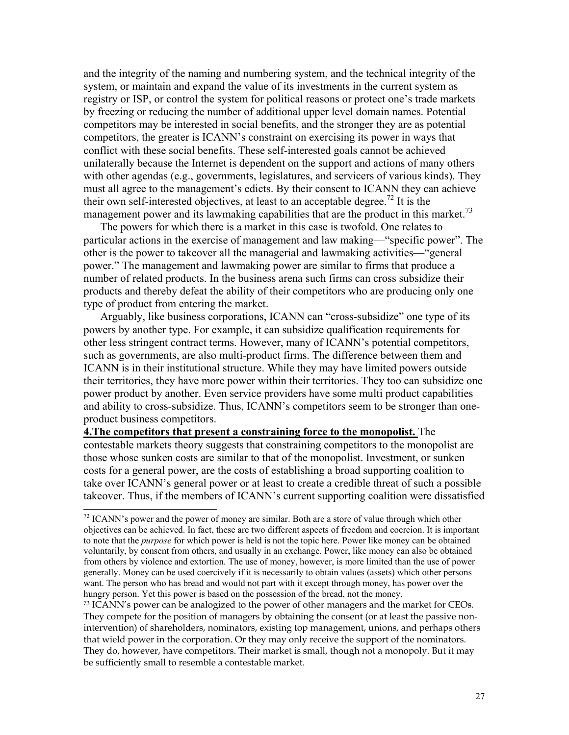and the integrity of the naming and numbering system, and the technical integrity of the system, or maintain and expand the value of its investments in the current system as registry or ISP, or control the system for political reasons or protect one's trade markets by freezing or reducing the number of additional upper level domain names. Potential competitors may be interested in social benefits, and the stronger they are as potential competitors, the greater is ICANN's constraint on exercising its power in ways that conflict with these social benefits. These self-interested goals cannot be achieved unilaterally because the Internet is dependent on the support and actions of many others with other agendas (e.g., governments, legislatures, and servicers of various kinds). They must all agree to the management's edicts. By their consent to ICANN they can achieve their own self-interested objectives, at least to an acceptable degree.[72] It is the management power and its lawmaking capabilities that are the product in this market.[73]

The powers for which there is a market in this case is twofold. One relates to particular actions in the exercise of management and law making—"specific power". The other is the power to takeover all the managerial and lawmaking activities—"general power." The management and lawmaking power are similar to firms that produce a number of related products. In the business arena such firms can cross subsidize their products and thereby defeat the ability of their competitors who are producing only one type of product from entering the market.

Arguably, like business corporations, ICANN can "cross-subsidize" one type of its powers by another type. For example, it can subsidize qualification requirements for other less stringent contract terms. However, many of ICANN's potential competitors, such as governments, are also multi-product firms. The difference between them and ICANN is in their institutional structure. While they may have limited powers outside their territories, they have more power within their territories. They too can subsidize one power product by another. Even service providers have some multi product capabilities and ability to cross-subsidize. Thus, ICANN's competitors seem to be stronger than one-product business competitors.

**4.The competitors that present a constraining force to the monopolist.** The contestable markets theory suggests that constraining competitors to the monopolist are those whose sunken costs are similar to that of the monopolist. Investment, or sunken costs for a general power, are the costs of establishing a broad supporting coalition to take over ICANN's general power or at least to create a credible threat of such a possible takeover. Thus, if the members of ICANN's current supporting coalition were dissatisfied

[72] ICANN's power and the power of money are similar. Both are a store of value through which other objectives can be achieved. In fact, these are two different aspects of freedom and coercion. It is important to note that the *purpose* for which power is held is not the topic here. Power like money can be obtained voluntarily, by consent from others, and usually in an exchange. Power, like money can also be obtained from others by violence and extortion. The use of money, however, is more limited than the use of power generally. Money can be used coercively if it is necessarily to obtain values (assets) which other persons want. The person who has bread and would not part with it except through money, has power over the hungry person. Yet this power is based on the possession of the bread, not the money.

[73] ICANN's power can be analogized to the power of other managers and the market for CEOs. They compete for the position of managers by obtaining the consent (or at least the passive non-intervention) of shareholders, nominators, existing top management, unions, and perhaps others that wield power in the corporation. Or they may only receive the support of the nominators. They do, however, have competitors. Their market is small, though not a monopoly. But it may be sufficiently small to resemble a contestable market.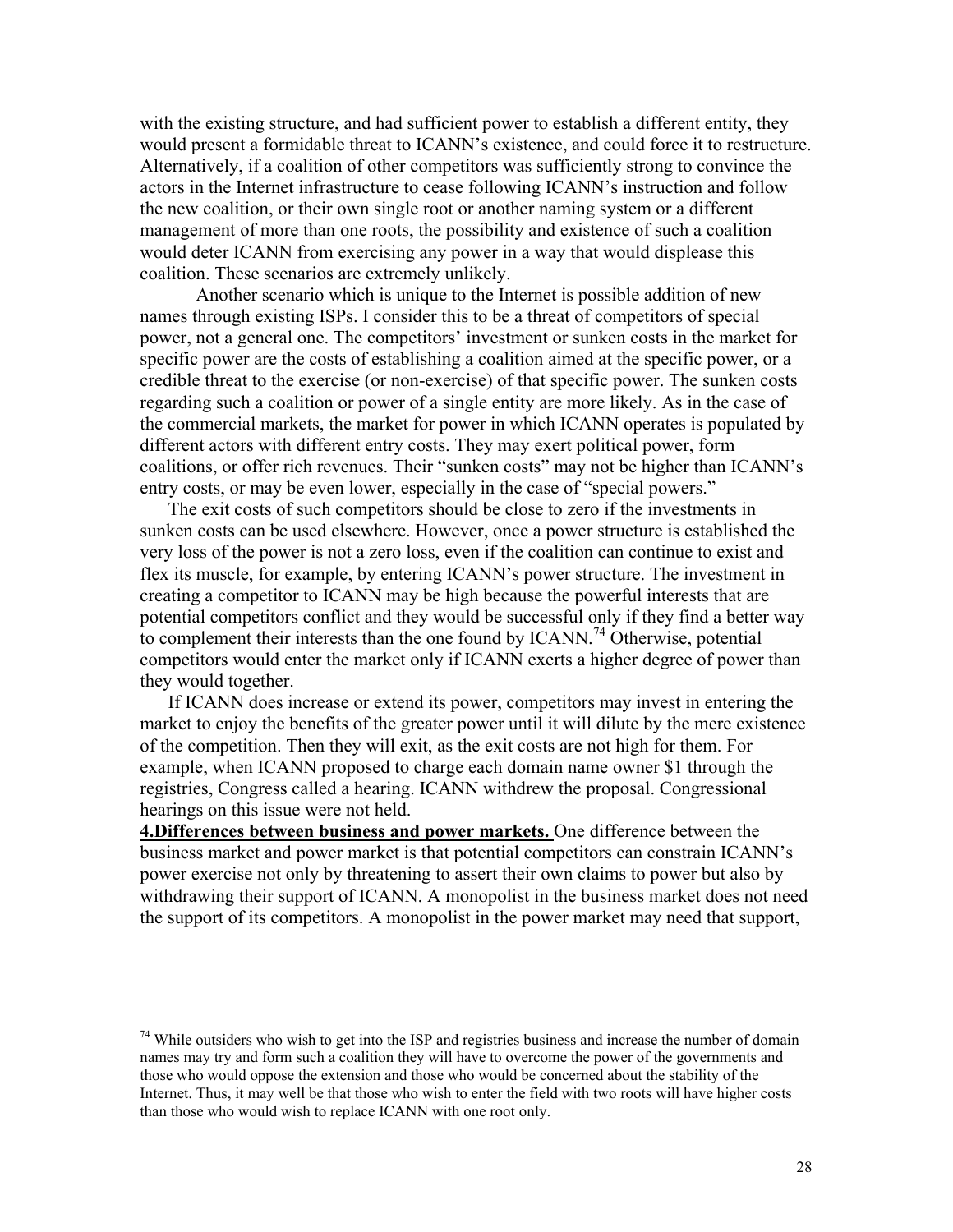with the existing structure, and had sufficient power to establish a different entity, they would present a formidable threat to ICANN's existence, and could force it to restructure. Alternatively, if a coalition of other competitors was sufficiently strong to convince the actors in the Internet infrastructure to cease following ICANN's instruction and follow the new coalition, or their own single root or another naming system or a different management of more than one roots, the possibility and existence of such a coalition would deter ICANN from exercising any power in a way that would displease this coalition. These scenarios are extremely unlikely.

Another scenario which is unique to the Internet is possible addition of new names through existing ISPs. I consider this to be a threat of competitors of special power, not a general one. The competitors' investment or sunken costs in the market for specific power are the costs of establishing a coalition aimed at the specific power, or a credible threat to the exercise (or non-exercise) of that specific power. The sunken costs regarding such a coalition or power of a single entity are more likely. As in the case of the commercial markets, the market for power in which ICANN operates is populated by different actors with different entry costs. They may exert political power, form coalitions, or offer rich revenues. Their "sunken costs" may not be higher than ICANN's entry costs, or may be even lower, especially in the case of "special powers."

The exit costs of such competitors should be close to zero if the investments in sunken costs can be used elsewhere. However, once a power structure is established the very loss of the power is not a zero loss, even if the coalition can continue to exist and flex its muscle, for example, by entering ICANN's power structure. The investment in creating a competitor to ICANN may be high because the powerful interests that are potential competitors conflict and they would be successful only if they find a better way to complement their interests than the one found by ICANN.[74] Otherwise, potential competitors would enter the market only if ICANN exerts a higher degree of power than they would together.

If ICANN does increase or extend its power, competitors may invest in entering the market to enjoy the benefits of the greater power until it will dilute by the mere existence of the competition. Then they will exit, as the exit costs are not high for them. For example, when ICANN proposed to charge each domain name owner $1 through the registries, Congress called a hearing. ICANN withdrew the proposal. Congressional hearings on this issue were not held.

**4.Differences between business and power markets.** One difference between the business market and power market is that potential competitors can constrain ICANN's power exercise not only by threatening to assert their own claims to power but also by withdrawing their support of ICANN. A monopolist in the business market does not need the support of its competitors. A monopolist in the power market may need that support,

[74] While outsiders who wish to get into the ISP and registries business and increase the number of domain names may try and form such a coalition they will have to overcome the power of the governments and those who would oppose the extension and those who would be concerned about the stability of the Internet. Thus, it may well be that those who wish to enter the field with two roots will have higher costs than those who would wish to replace ICANN with one root only.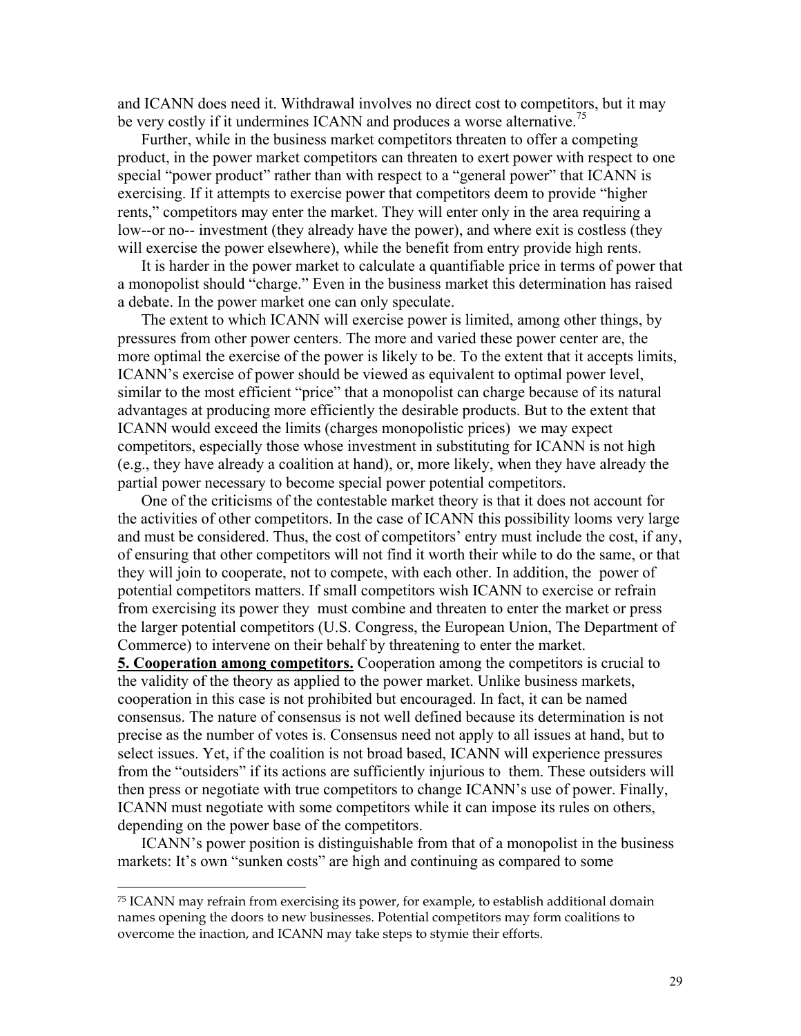and ICANN does need it. Withdrawal involves no direct cost to competitors, but it may be very costly if it undermines ICANN and produces a worse alternative.[75]

Further, while in the business market competitors threaten to offer a competing product, in the power market competitors can threaten to exert power with respect to one special "power product" rather than with respect to a "general power" that ICANN is exercising. If it attempts to exercise power that competitors deem to provide "higher rents," competitors may enter the market. They will enter only in the area requiring a low--or no-- investment (they already have the power), and where exit is costless (they will exercise the power elsewhere), while the benefit from entry provide high rents.

It is harder in the power market to calculate a quantifiable price in terms of power that a monopolist should "charge." Even in the business market this determination has raised a debate. In the power market one can only speculate.

The extent to which ICANN will exercise power is limited, among other things, by pressures from other power centers. The more and varied these power center are, the more optimal the exercise of the power is likely to be. To the extent that it accepts limits, ICANN's exercise of power should be viewed as equivalent to optimal power level, similar to the most efficient "price" that a monopolist can charge because of its natural advantages at producing more efficiently the desirable products. But to the extent that ICANN would exceed the limits (charges monopolistic prices) we may expect competitors, especially those whose investment in substituting for ICANN is not high (e.g., they have already a coalition at hand), or, more likely, when they have already the partial power necessary to become special power potential competitors.

One of the criticisms of the contestable market theory is that it does not account for the activities of other competitors. In the case of ICANN this possibility looms very large and must be considered. Thus, the cost of competitors' entry must include the cost, if any, of ensuring that other competitors will not find it worth their while to do the same, or that they will join to cooperate, not to compete, with each other. In addition, the power of potential competitors matters. If small competitors wish ICANN to exercise or refrain from exercising its power they must combine and threaten to enter the market or press the larger potential competitors (U.S. Congress, the European Union, The Department of Commerce) to intervene on their behalf by threatening to enter the market.

**5. Cooperation among competitors.** Cooperation among the competitors is crucial to the validity of the theory as applied to the power market. Unlike business markets, cooperation in this case is not prohibited but encouraged. In fact, it can be named consensus. The nature of consensus is not well defined because its determination is not precise as the number of votes is. Consensus need not apply to all issues at hand, but to select issues. Yet, if the coalition is not broad based, ICANN will experience pressures from the "outsiders" if its actions are sufficiently injurious to them. These outsiders will then press or negotiate with true competitors to change ICANN's use of power. Finally, ICANN must negotiate with some competitors while it can impose its rules on others, depending on the power base of the competitors.

ICANN's power position is distinguishable from that of a monopolist in the business markets: It's own "sunken costs" are high and continuing as compared to some

---

[75] ICANN may refrain from exercising its power, for example, to establish additional domain names opening the doors to new businesses. Potential competitors may form coalitions to overcome the inaction, and ICANN may take steps to stymie their efforts.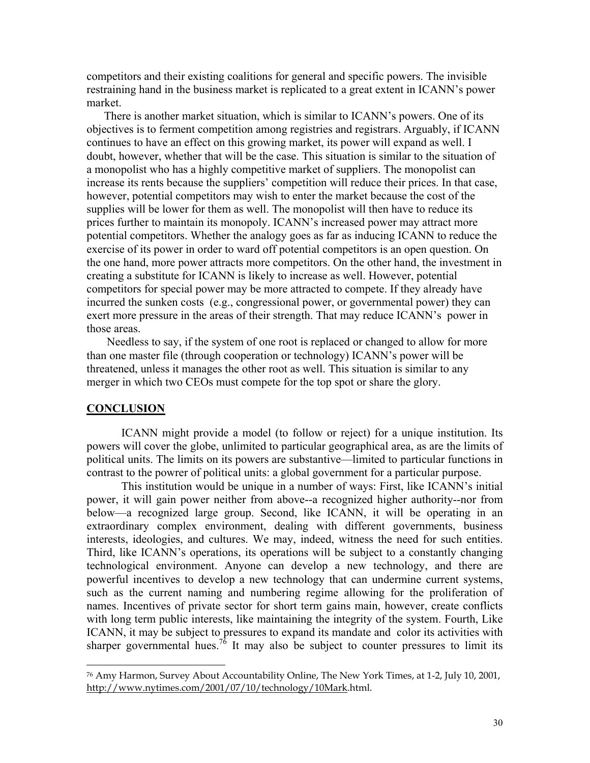competitors and their existing coalitions for general and specific powers. The invisible restraining hand in the business market is replicated to a great extent in ICANN's power market.

There is another market situation, which is similar to ICANN's powers. One of its objectives is to ferment competition among registries and registrars. Arguably, if ICANN continues to have an effect on this growing market, its power will expand as well. I doubt, however, whether that will be the case. This situation is similar to the situation of a monopolist who has a highly competitive market of suppliers. The monopolist can increase its rents because the suppliers' competition will reduce their prices. In that case, however, potential competitors may wish to enter the market because the cost of the supplies will be lower for them as well. The monopolist will then have to reduce its prices further to maintain its monopoly. ICANN's increased power may attract more potential competitors. Whether the analogy goes as far as inducing ICANN to reduce the exercise of its power in order to ward off potential competitors is an open question. On the one hand, more power attracts more competitors. On the other hand, the investment in creating a substitute for ICANN is likely to increase as well. However, potential competitors for special power may be more attracted to compete. If they already have incurred the sunken costs (e.g., congressional power, or governmental power) they can exert more pressure in the areas of their strength. That may reduce ICANN's power in those areas.

Needless to say, if the system of one root is replaced or changed to allow for more than one master file (through cooperation or technology) ICANN's power will be threatened, unless it manages the other root as well. This situation is similar to any merger in which two CEOs must compete for the top spot or share the glory.

## CONCLUSION

ICANN might provide a model (to follow or reject) for a unique institution. Its powers will cover the globe, unlimited to particular geographical area, as are the limits of political units. The limits on its powers are substantive—limited to particular functions in contrast to the powrer of political units: a global government for a particular purpose.

This institution would be unique in a number of ways: First, like ICANN's initial power, it will gain power neither from above--a recognized higher authority--nor from below—a recognized large group. Second, like ICANN, it will be operating in an extraordinary complex environment, dealing with different governments, business interests, ideologies, and cultures. We may, indeed, witness the need for such entities. Third, like ICANN's operations, its operations will be subject to a constantly changing technological environment. Anyone can develop a new technology, and there are powerful incentives to develop a new technology that can undermine current systems, such as the current naming and numbering regime allowing for the proliferation of names. Incentives of private sector for short term gains main, however, create conflicts with long term public interests, like maintaining the integrity of the system. Fourth, Like ICANN, it may be subject to pressures to expand its mandate and color its activities with sharper governmental hues.[76] It may also be subject to counter pressures to limit its

---

[76] Amy Harmon, Survey About Accountability Online, The New York Times, at 1-2, July 10, 2001, http://www.nytimes.com/2001/07/10/technology/10Mark.html.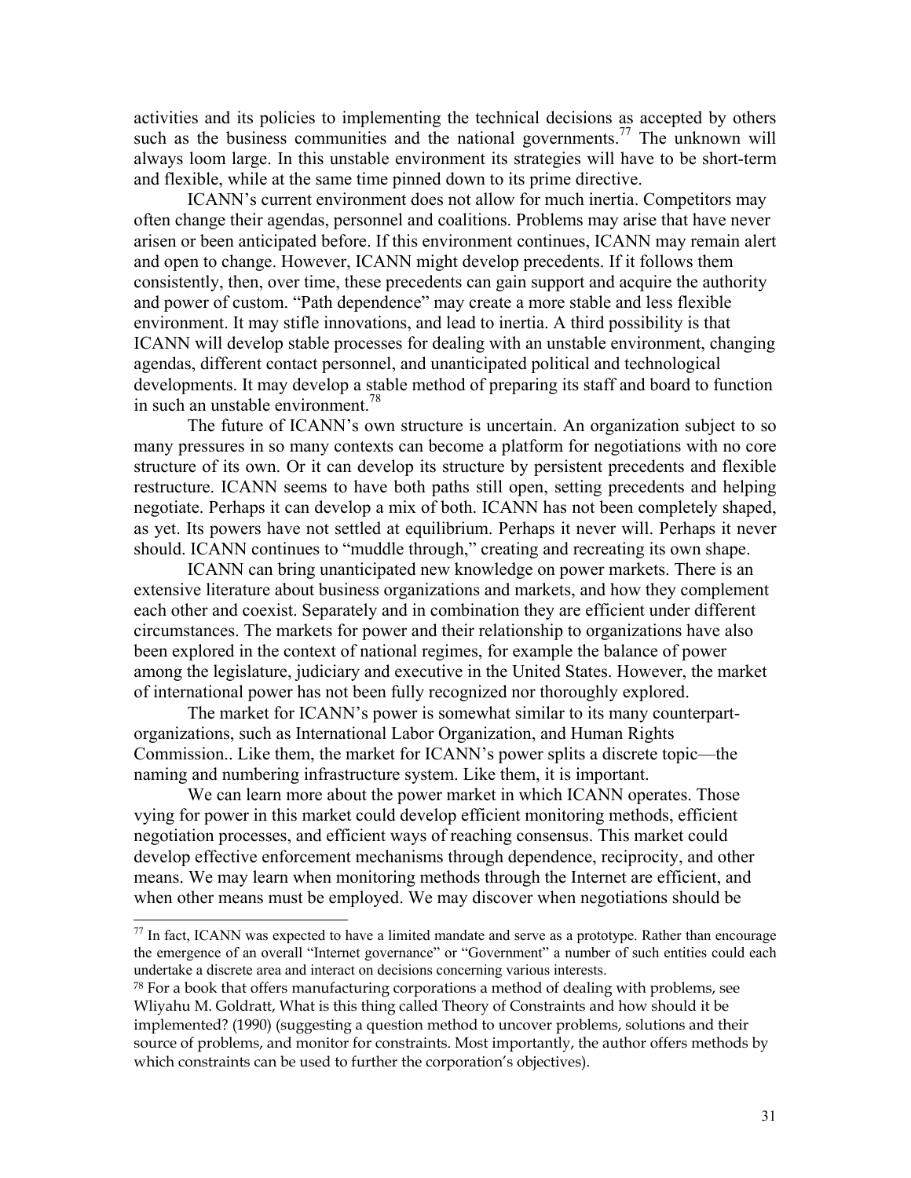activities and its policies to implementing the technical decisions as accepted by others such as the business communities and the national governments.[77] The unknown will always loom large. In this unstable environment its strategies will have to be short-term and flexible, while at the same time pinned down to its prime directive.

ICANN's current environment does not allow for much inertia. Competitors may often change their agendas, personnel and coalitions. Problems may arise that have never arisen or been anticipated before. If this environment continues, ICANN may remain alert and open to change. However, ICANN might develop precedents. If it follows them consistently, then, over time, these precedents can gain support and acquire the authority and power of custom. "Path dependence" may create a more stable and less flexible environment. It may stifle innovations, and lead to inertia. A third possibility is that ICANN will develop stable processes for dealing with an unstable environment, changing agendas, different contact personnel, and unanticipated political and technological developments. It may develop a stable method of preparing its staff and board to function in such an unstable environment.[78]

The future of ICANN's own structure is uncertain. An organization subject to so many pressures in so many contexts can become a platform for negotiations with no core structure of its own. Or it can develop its structure by persistent precedents and flexible restructure. ICANN seems to have both paths still open, setting precedents and helping negotiate. Perhaps it can develop a mix of both. ICANN has not been completely shaped, as yet. Its powers have not settled at equilibrium. Perhaps it never will. Perhaps it never should. ICANN continues to "muddle through," creating and recreating its own shape.

ICANN can bring unanticipated new knowledge on power markets. There is an extensive literature about business organizations and markets, and how they complement each other and coexist. Separately and in combination they are efficient under different circumstances. The markets for power and their relationship to organizations have also been explored in the context of national regimes, for example the balance of power among the legislature, judiciary and executive in the United States. However, the market of international power has not been fully recognized nor thoroughly explored.

The market for ICANN's power is somewhat similar to its many counterpart-organizations, such as International Labor Organization, and Human Rights Commission.. Like them, the market for ICANN's power splits a discrete topic—the naming and numbering infrastructure system. Like them, it is important.

We can learn more about the power market in which ICANN operates. Those vying for power in this market could develop efficient monitoring methods, efficient negotiation processes, and efficient ways of reaching consensus. This market could develop effective enforcement mechanisms through dependence, reciprocity, and other means. We may learn when monitoring methods through the Internet are efficient, and when other means must be employed. We may discover when negotiations should be

---

[77] In fact, ICANN was expected to have a limited mandate and serve as a prototype. Rather than encourage the emergence of an overall "Internet governance" or "Government" a number of such entities could each undertake a discrete area and interact on decisions concerning various interests.

[78] For a book that offers manufacturing corporations a method of dealing with problems, see Wliyahu M. Goldratt, What is this thing called Theory of Constraints and how should it be implemented? (1990) (suggesting a question method to uncover problems, solutions and their source of problems, and monitor for constraints. Most importantly, the author offers methods by which constraints can be used to further the corporation's objectives).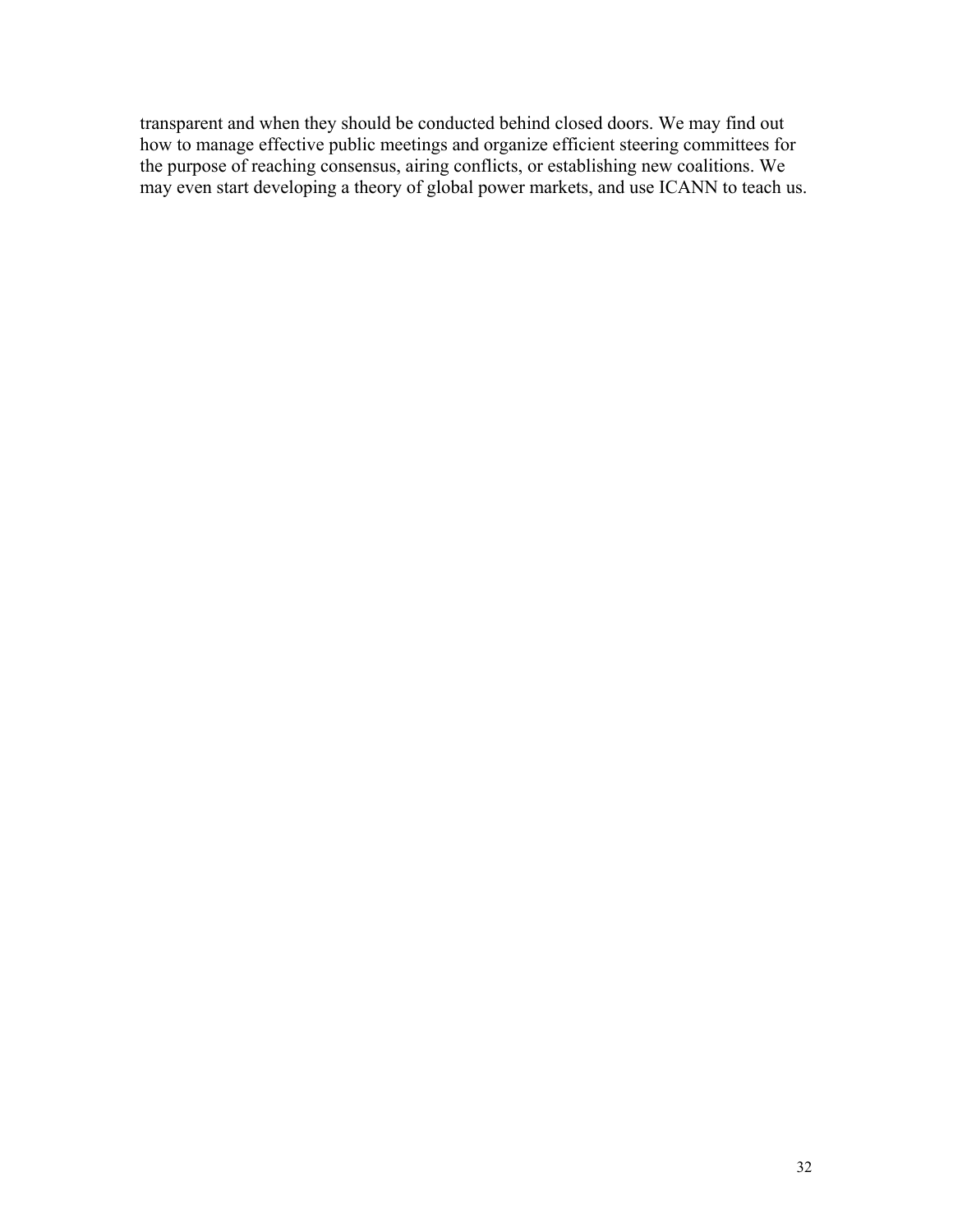transparent and when they should be conducted behind closed doors. We may find out how to manage effective public meetings and organize efficient steering committees for the purpose of reaching consensus, airing conflicts, or establishing new coalitions. We may even start developing a theory of global power markets, and use ICANN to teach us.